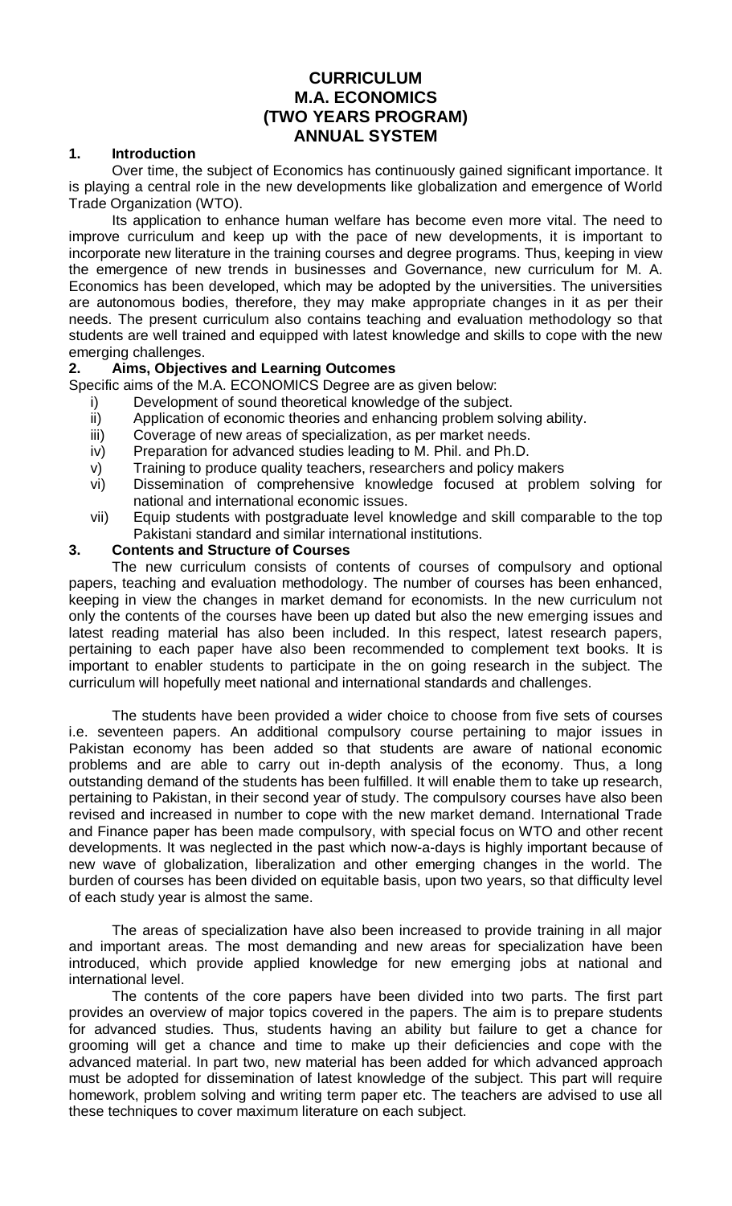# CURRICULUM
# M.A. ECONOMICS
# (TWO YEARS PROGRAM)
# ANNUAL SYSTEM

## 1. Introduction

Over time, the subject of Economics has continuously gained significant importance. It is playing a central role in the new developments like globalization and emergence of World Trade Organization (WTO).

Its application to enhance human welfare has become even more vital. The need to improve curriculum and keep up with the pace of new developments, it is important to incorporate new literature in the training courses and degree programs. Thus, keeping in view the emergence of new trends in businesses and Governance, new curriculum for M. A. Economics has been developed, which may be adopted by the universities. The universities are autonomous bodies, therefore, they may make appropriate changes in it as per their needs. The present curriculum also contains teaching and evaluation methodology so that students are well trained and equipped with latest knowledge and skills to cope with the new emerging challenges.

## 2. Aims, Objectives and Learning Outcomes

Specific aims of the M.A. ECONOMICS Degree are as given below:

i) Development of sound theoretical knowledge of the subject.
ii) Application of economic theories and enhancing problem solving ability.
iii) Coverage of new areas of specialization, as per market needs.
iv) Preparation for advanced studies leading to M. Phil. and Ph.D.
v) Training to produce quality teachers, researchers and policy makers
vi) Dissemination of comprehensive knowledge focused at problem solving for national and international economic issues.
vii) Equip students with postgraduate level knowledge and skill comparable to the top Pakistani standard and similar international institutions.

## 3. Contents and Structure of Courses

The new curriculum consists of contents of courses of compulsory and optional papers, teaching and evaluation methodology. The number of courses has been enhanced, keeping in view the changes in market demand for economists. In the new curriculum not only the contents of the courses have been up dated but also the new emerging issues and latest reading material has also been included. In this respect, latest research papers, pertaining to each paper have also been recommended to complement text books. It is important to enabler students to participate in the on going research in the subject. The curriculum will hopefully meet national and international standards and challenges.

The students have been provided a wider choice to choose from five sets of courses i.e. seventeen papers. An additional compulsory course pertaining to major issues in Pakistan economy has been added so that students are aware of national economic problems and are able to carry out in-depth analysis of the economy. Thus, a long outstanding demand of the students has been fulfilled. It will enable them to take up research, pertaining to Pakistan, in their second year of study. The compulsory courses have also been revised and increased in number to cope with the new market demand. International Trade and Finance paper has been made compulsory, with special focus on WTO and other recent developments. It was neglected in the past which now-a-days is highly important because of new wave of globalization, liberalization and other emerging changes in the world. The burden of courses has been divided on equitable basis, upon two years, so that difficulty level of each study year is almost the same.

The areas of specialization have also been increased to provide training in all major and important areas. The most demanding and new areas for specialization have been introduced, which provide applied knowledge for new emerging jobs at national and international level.

The contents of the core papers have been divided into two parts. The first part provides an overview of major topics covered in the papers. The aim is to prepare students for advanced studies. Thus, students having an ability but failure to get a chance for grooming will get a chance and time to make up their deficiencies and cope with the advanced material. In part two, new material has been added for which advanced approach must be adopted for dissemination of latest knowledge of the subject. This part will require homework, problem solving and writing term paper etc. The teachers are advised to use all these techniques to cover maximum literature on each subject.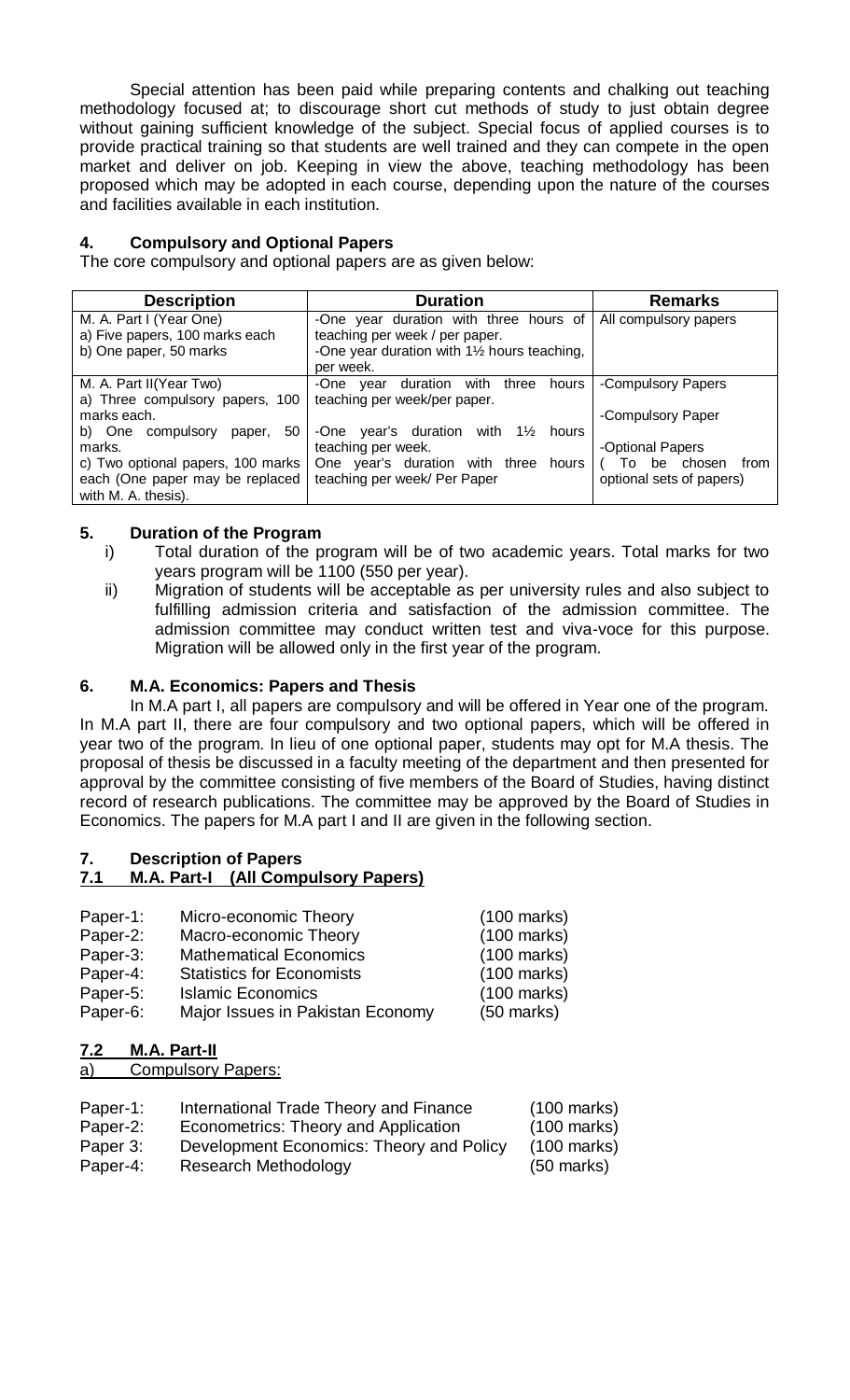Special attention has been paid while preparing contents and chalking out teaching methodology focused at; to discourage short cut methods of study to just obtain degree without gaining sufficient knowledge of the subject. Special focus of applied courses is to provide practical training so that students are well trained and they can compete in the open market and deliver on job. Keeping in view the above, teaching methodology has been proposed which may be adopted in each course, depending upon the nature of the courses and facilities available in each institution.

## 4. Compulsory and Optional Papers

The core compulsory and optional papers are as given below:

| Description | Duration | Remarks |
|---|---|---|
| M. A. Part I (Year One)<br>a) Five papers, 100 marks each<br>b) One paper, 50 marks | -One year duration with three hours of teaching per week / per paper.<br>-One year duration with 1½ hours teaching, per week. | All compulsory papers |
| M. A. Part II(Year Two)<br>a) Three compulsory papers, 100 marks each.<br>b) One compulsory paper, 50 marks.<br>c) Two optional papers, 100 marks each (One paper may be replaced with M. A. thesis). | -One year duration with three hours teaching per week/per paper.<br>-One year's duration with 1½ hours teaching per week.<br>One year's duration with three hours teaching per week/ Per Paper | -Compulsory Papers<br>-Compulsory Paper<br>-Optional Papers<br>( To be chosen from optional sets of papers) |

## 5. Duration of the Program

i) Total duration of the program will be of two academic years. Total marks for two years program will be 1100 (550 per year).

ii) Migration of students will be acceptable as per university rules and also subject to fulfilling admission criteria and satisfaction of the admission committee. The admission committee may conduct written test and viva-voce for this purpose. Migration will be allowed only in the first year of the program.

## 6. M.A. Economics: Papers and Thesis

In M.A part I, all papers are compulsory and will be offered in Year one of the program. In M.A part II, there are four compulsory and two optional papers, which will be offered in year two of the program. In lieu of one optional paper, students may opt for M.A thesis. The proposal of thesis be discussed in a faculty meeting of the department and then presented for approval by the committee consisting of five members of the Board of Studies, having distinct record of research publications. The committee may be approved by the Board of Studies in Economics. The papers for M.A part I and II are given in the following section.

## 7. Description of Papers

### 7.1 M.A. Part-I (All Compulsory Papers)

| | | |
|---|---|---|
| Paper-1: | Micro-economic Theory | (100 marks) |
| Paper-2: | Macro-economic Theory | (100 marks) |
| Paper-3: | Mathematical Economics | (100 marks) |
| Paper-4: | Statistics for Economists | (100 marks) |
| Paper-5: | Islamic Economics | (100 marks) |
| Paper-6: | Major Issues in Pakistan Economy | (50 marks) |

### 7.2 M.A. Part-II

a) Compulsory Papers:

| | | |
|---|---|---|
| Paper-1: | International Trade Theory and Finance | (100 marks) |
| Paper-2: | Econometrics: Theory and Application | (100 marks) |
| Paper 3: | Development Economics: Theory and Policy | (100 marks) |
| Paper-4: | Research Methodology | (50 marks) |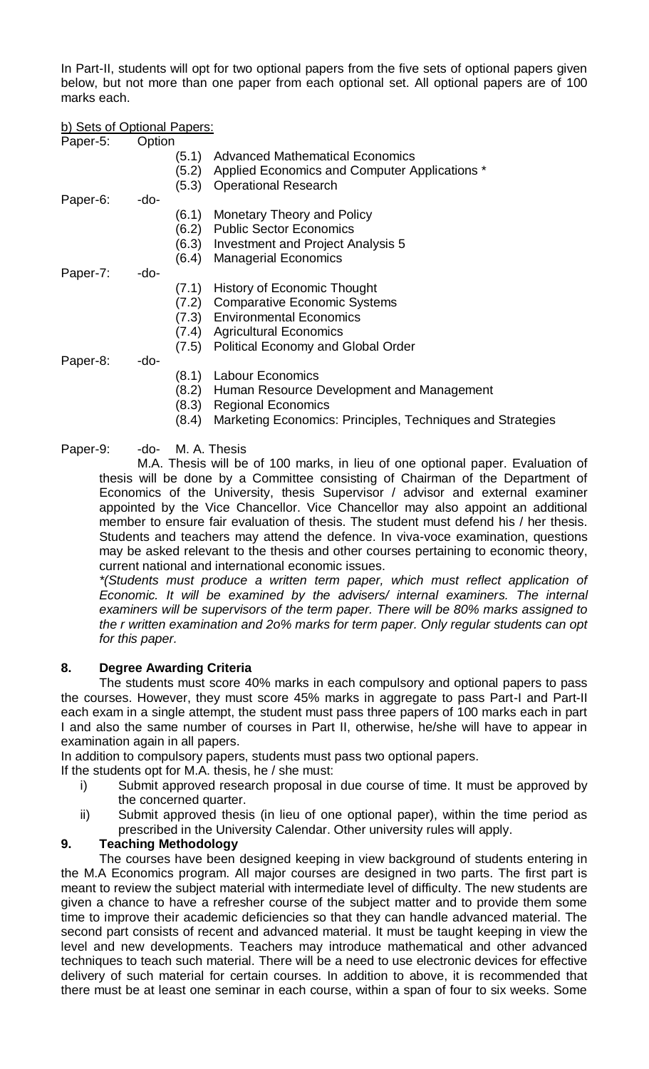In Part-II, students will opt for two optional papers from the five sets of optional papers given below, but not more than one paper from each optional set. All optional papers are of 100 marks each.

b) Sets of Optional Papers:

Paper-5: Option
- (5.1) Advanced Mathematical Economics
- (5.2) Applied Economics and Computer Applications *
- (5.3) Operational Research

Paper-6: -do-
- (6.1) Monetary Theory and Policy
- (6.2) Public Sector Economics
- (6.3) Investment and Project Analysis 5
- (6.4) Managerial Economics

Paper-7: -do-
- (7.1) History of Economic Thought
- (7.2) Comparative Economic Systems
- (7.3) Environmental Economics
- (7.4) Agricultural Economics
- (7.5) Political Economy and Global Order

Paper-8: -do-
- (8.1) Labour Economics
- (8.2) Human Resource Development and Management
- (8.3) Regional Economics
- (8.4) Marketing Economics: Principles, Techniques and Strategies

Paper-9: -do- M. A. Thesis

M.A. Thesis will be of 100 marks, in lieu of one optional paper. Evaluation of thesis will be done by a Committee consisting of Chairman of the Department of Economics of the University, thesis Supervisor / advisor and external examiner appointed by the Vice Chancellor. Vice Chancellor may also appoint an additional member to ensure fair evaluation of thesis. The student must defend his / her thesis. Students and teachers may attend the defence. In viva-voce examination, questions may be asked relevant to the thesis and other courses pertaining to economic theory, current national and international economic issues.

*\*(Students must produce a written term paper, which must reflect application of Economic. It will be examined by the advisers/ internal examiners. The internal examiners will be supervisors of the term paper. There will be 80% marks assigned to the r written examination and 2o% marks for term paper. Only regular students can opt for this paper.*

### 8. Degree Awarding Criteria

The students must score 40% marks in each compulsory and optional papers to pass the courses. However, they must score 45% marks in aggregate to pass Part-I and Part-II each exam in a single attempt, the student must pass three papers of 100 marks each in part I and also the same number of courses in Part II, otherwise, he/she will have to appear in examination again in all papers.

In addition to compulsory papers, students must pass two optional papers.

If the students opt for M.A. thesis, he / she must:

i) Submit approved research proposal in due course of time. It must be approved by the concerned quarter.

ii) Submit approved thesis (in lieu of one optional paper), within the time period as prescribed in the University Calendar. Other university rules will apply.

### 9. Teaching Methodology

The courses have been designed keeping in view background of students entering in the M.A Economics program. All major courses are designed in two parts. The first part is meant to review the subject material with intermediate level of difficulty. The new students are given a chance to have a refresher course of the subject matter and to provide them some time to improve their academic deficiencies so that they can handle advanced material. The second part consists of recent and advanced material. It must be taught keeping in view the level and new developments. Teachers may introduce mathematical and other advanced techniques to teach such material. There will be a need to use electronic devices for effective delivery of such material for certain courses. In addition to above, it is recommended that there must be at least one seminar in each course, within a span of four to six weeks. Some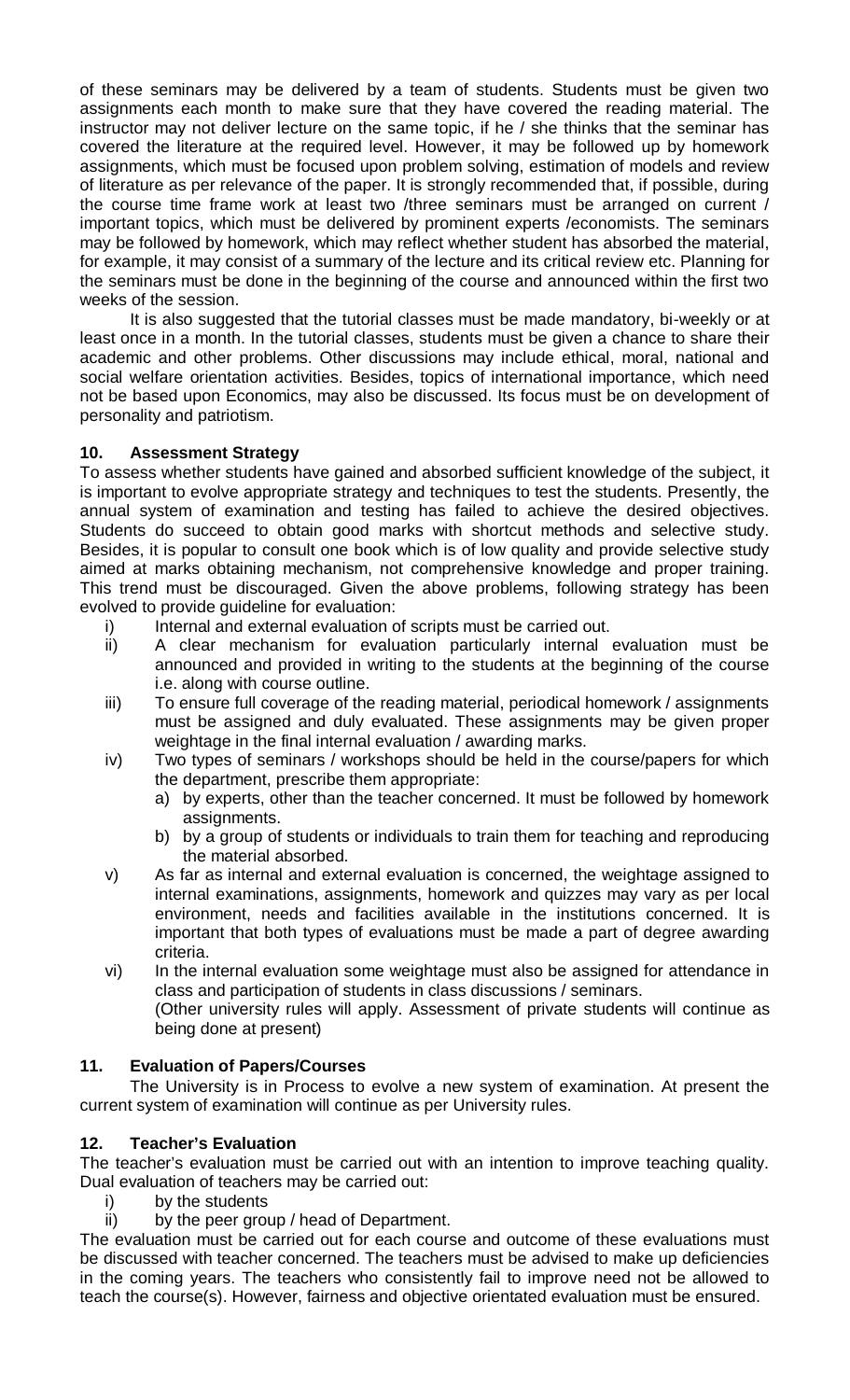of these seminars may be delivered by a team of students. Students must be given two assignments each month to make sure that they have covered the reading material. The instructor may not deliver lecture on the same topic, if he / she thinks that the seminar has covered the literature at the required level. However, it may be followed up by homework assignments, which must be focused upon problem solving, estimation of models and review of literature as per relevance of the paper. It is strongly recommended that, if possible, during the course time frame work at least two /three seminars must be arranged on current / important topics, which must be delivered by prominent experts /economists. The seminars may be followed by homework, which may reflect whether student has absorbed the material, for example, it may consist of a summary of the lecture and its critical review etc. Planning for the seminars must be done in the beginning of the course and announced within the first two weeks of the session.

It is also suggested that the tutorial classes must be made mandatory, bi-weekly or at least once in a month. In the tutorial classes, students must be given a chance to share their academic and other problems. Other discussions may include ethical, moral, national and social welfare orientation activities. Besides, topics of international importance, which need not be based upon Economics, may also be discussed. Its focus must be on development of personality and patriotism.

## 10. Assessment Strategy

To assess whether students have gained and absorbed sufficient knowledge of the subject, it is important to evolve appropriate strategy and techniques to test the students. Presently, the annual system of examination and testing has failed to achieve the desired objectives. Students do succeed to obtain good marks with shortcut methods and selective study. Besides, it is popular to consult one book which is of low quality and provide selective study aimed at marks obtaining mechanism, not comprehensive knowledge and proper training. This trend must be discouraged. Given the above problems, following strategy has been evolved to provide guideline for evaluation:

i) Internal and external evaluation of scripts must be carried out.

ii) A clear mechanism for evaluation particularly internal evaluation must be announced and provided in writing to the students at the beginning of the course i.e. along with course outline.

iii) To ensure full coverage of the reading material, periodical homework / assignments must be assigned and duly evaluated. These assignments may be given proper weightage in the final internal evaluation / awarding marks.

iv) Two types of seminars / workshops should be held in the course/papers for which the department, prescribe them appropriate:
   a) by experts, other than the teacher concerned. It must be followed by homework assignments.
   b) by a group of students or individuals to train them for teaching and reproducing the material absorbed.

v) As far as internal and external evaluation is concerned, the weightage assigned to internal examinations, assignments, homework and quizzes may vary as per local environment, needs and facilities available in the institutions concerned. It is important that both types of evaluations must be made a part of degree awarding criteria.

vi) In the internal evaluation some weightage must also be assigned for attendance in class and participation of students in class discussions / seminars.
   (Other university rules will apply. Assessment of private students will continue as being done at present)

## 11. Evaluation of Papers/Courses

The University is in Process to evolve a new system of examination. At present the current system of examination will continue as per University rules.

## 12. Teacher's Evaluation

The teacher's evaluation must be carried out with an intention to improve teaching quality. Dual evaluation of teachers may be carried out:

i) by the students

ii) by the peer group / head of Department.

The evaluation must be carried out for each course and outcome of these evaluations must be discussed with teacher concerned. The teachers must be advised to make up deficiencies in the coming years. The teachers who consistently fail to improve need not be allowed to teach the course(s). However, fairness and objective orientated evaluation must be ensured.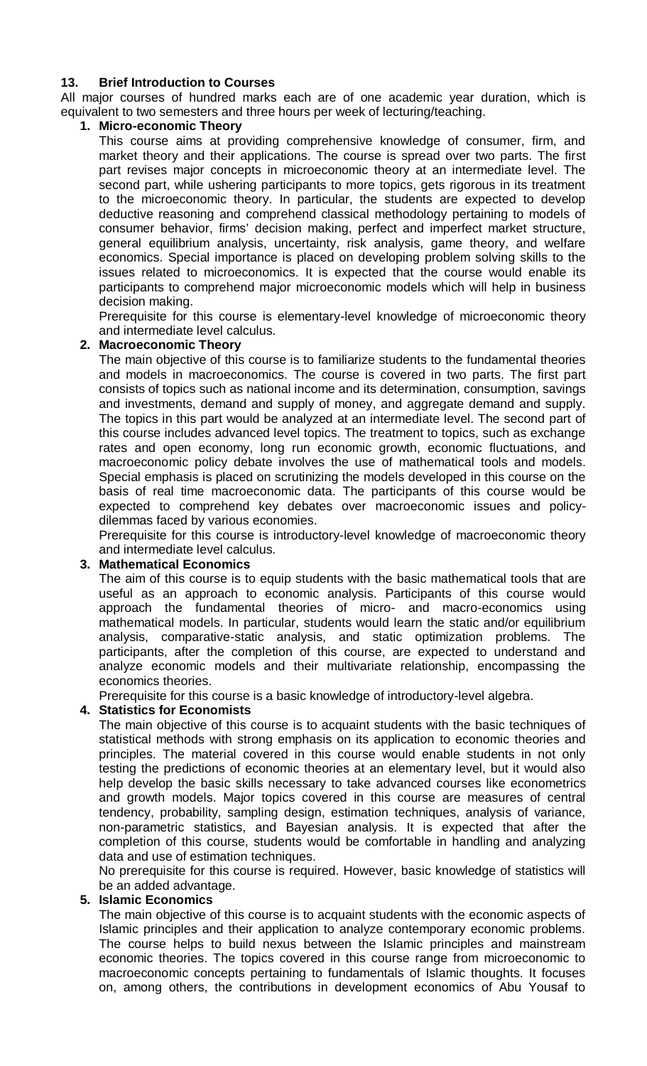## 13. Brief Introduction to Courses

All major courses of hundred marks each are of one academic year duration, which is equivalent to two semesters and three hours per week of lecturing/teaching.

### 1. Micro-economic Theory

This course aims at providing comprehensive knowledge of consumer, firm, and market theory and their applications. The course is spread over two parts. The first part revises major concepts in microeconomic theory at an intermediate level. The second part, while ushering participants to more topics, gets rigorous in its treatment to the microeconomic theory. In particular, the students are expected to develop deductive reasoning and comprehend classical methodology pertaining to models of consumer behavior, firms' decision making, perfect and imperfect market structure, general equilibrium analysis, uncertainty, risk analysis, game theory, and welfare economics. Special importance is placed on developing problem solving skills to the issues related to microeconomics. It is expected that the course would enable its participants to comprehend major microeconomic models which will help in business decision making.

Prerequisite for this course is elementary-level knowledge of microeconomic theory and intermediate level calculus.

### 2. Macroeconomic Theory

The main objective of this course is to familiarize students to the fundamental theories and models in macroeconomics. The course is covered in two parts. The first part consists of topics such as national income and its determination, consumption, savings and investments, demand and supply of money, and aggregate demand and supply. The topics in this part would be analyzed at an intermediate level. The second part of this course includes advanced level topics. The treatment to topics, such as exchange rates and open economy, long run economic growth, economic fluctuations, and macroeconomic policy debate involves the use of mathematical tools and models. Special emphasis is placed on scrutinizing the models developed in this course on the basis of real time macroeconomic data. The participants of this course would be expected to comprehend key debates over macroeconomic issues and policy-dilemmas faced by various economies.

Prerequisite for this course is introductory-level knowledge of macroeconomic theory and intermediate level calculus.

### 3. Mathematical Economics

The aim of this course is to equip students with the basic mathematical tools that are useful as an approach to economic analysis. Participants of this course would approach the fundamental theories of micro- and macro-economics using mathematical models. In particular, students would learn the static and/or equilibrium analysis, comparative-static analysis, and static optimization problems. The participants, after the completion of this course, are expected to understand and analyze economic models and their multivariate relationship, encompassing the economics theories.

Prerequisite for this course is a basic knowledge of introductory-level algebra.

### 4. Statistics for Economists

The main objective of this course is to acquaint students with the basic techniques of statistical methods with strong emphasis on its application to economic theories and principles. The material covered in this course would enable students in not only testing the predictions of economic theories at an elementary level, but it would also help develop the basic skills necessary to take advanced courses like econometrics and growth models. Major topics covered in this course are measures of central tendency, probability, sampling design, estimation techniques, analysis of variance, non-parametric statistics, and Bayesian analysis. It is expected that after the completion of this course, students would be comfortable in handling and analyzing data and use of estimation techniques.

No prerequisite for this course is required. However, basic knowledge of statistics will be an added advantage.

### 5. Islamic Economics

The main objective of this course is to acquaint students with the economic aspects of Islamic principles and their application to analyze contemporary economic problems. The course helps to build nexus between the Islamic principles and mainstream economic theories. The topics covered in this course range from microeconomic to macroeconomic concepts pertaining to fundamentals of Islamic thoughts. It focuses on, among others, the contributions in development economics of Abu Yousaf to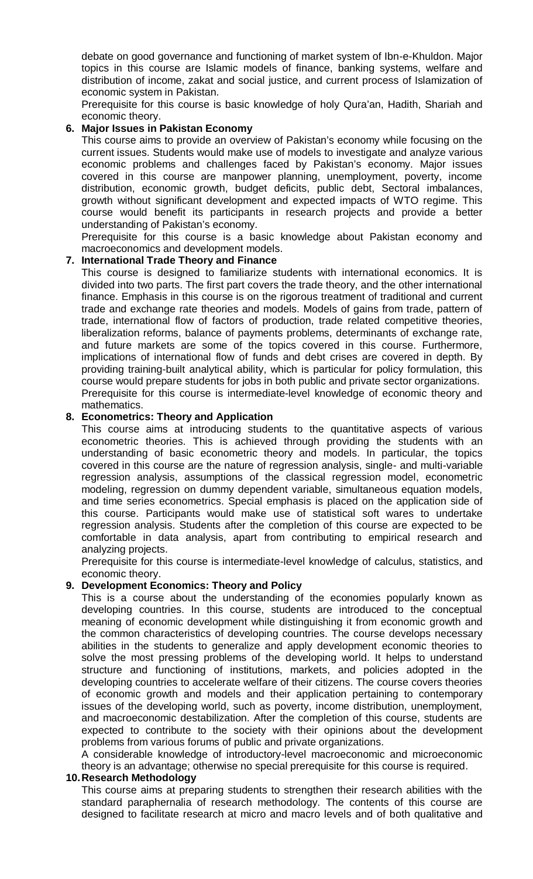debate on good governance and functioning of market system of Ibn-e-Khuldon. Major topics in this course are Islamic models of finance, banking systems, welfare and distribution of income, zakat and social justice, and current process of Islamization of economic system in Pakistan.

Prerequisite for this course is basic knowledge of holy Qura'an, Hadith, Shariah and economic theory.

**6. Major Issues in Pakistan Economy**

This course aims to provide an overview of Pakistan's economy while focusing on the current issues. Students would make use of models to investigate and analyze various economic problems and challenges faced by Pakistan's economy. Major issues covered in this course are manpower planning, unemployment, poverty, income distribution, economic growth, budget deficits, public debt, Sectoral imbalances, growth without significant development and expected impacts of WTO regime. This course would benefit its participants in research projects and provide a better understanding of Pakistan's economy.

Prerequisite for this course is a basic knowledge about Pakistan economy and macroeconomics and development models.

**7. International Trade Theory and Finance**

This course is designed to familiarize students with international economics. It is divided into two parts. The first part covers the trade theory, and the other international finance. Emphasis in this course is on the rigorous treatment of traditional and current trade and exchange rate theories and models. Models of gains from trade, pattern of trade, international flow of factors of production, trade related competitive theories, liberalization reforms, balance of payments problems, determinants of exchange rate, and future markets are some of the topics covered in this course. Furthermore, implications of international flow of funds and debt crises are covered in depth. By providing training-built analytical ability, which is particular for policy formulation, this course would prepare students for jobs in both public and private sector organizations.

Prerequisite for this course is intermediate-level knowledge of economic theory and mathematics.

**8. Econometrics: Theory and Application**

This course aims at introducing students to the quantitative aspects of various econometric theories. This is achieved through providing the students with an understanding of basic econometric theory and models. In particular, the topics covered in this course are the nature of regression analysis, single- and multi-variable regression analysis, assumptions of the classical regression model, econometric modeling, regression on dummy dependent variable, simultaneous equation models, and time series econometrics. Special emphasis is placed on the application side of this course. Participants would make use of statistical soft wares to undertake regression analysis. Students after the completion of this course are expected to be comfortable in data analysis, apart from contributing to empirical research and analyzing projects.

Prerequisite for this course is intermediate-level knowledge of calculus, statistics, and economic theory.

**9. Development Economics: Theory and Policy**

This is a course about the understanding of the economies popularly known as developing countries. In this course, students are introduced to the conceptual meaning of economic development while distinguishing it from economic growth and the common characteristics of developing countries. The course develops necessary abilities in the students to generalize and apply development economic theories to solve the most pressing problems of the developing world. It helps to understand structure and functioning of institutions, markets, and policies adopted in the developing countries to accelerate welfare of their citizens. The course covers theories of economic growth and models and their application pertaining to contemporary issues of the developing world, such as poverty, income distribution, unemployment, and macroeconomic destabilization. After the completion of this course, students are expected to contribute to the society with their opinions about the development problems from various forums of public and private organizations.

A considerable knowledge of introductory-level macroeconomic and microeconomic theory is an advantage; otherwise no special prerequisite for this course is required.

**10. Research Methodology**

This course aims at preparing students to strengthen their research abilities with the standard paraphernalia of research methodology. The contents of this course are designed to facilitate research at micro and macro levels and of both qualitative and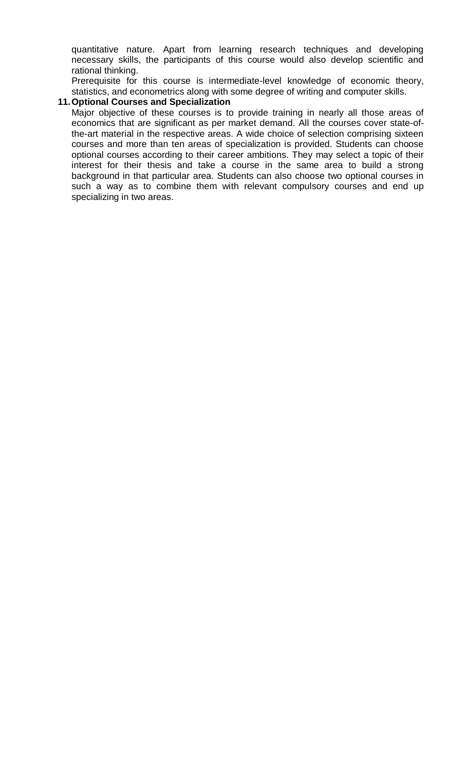quantitative nature. Apart from learning research techniques and developing necessary skills, the participants of this course would also develop scientific and rational thinking.

Prerequisite for this course is intermediate-level knowledge of economic theory, statistics, and econometrics along with some degree of writing and computer skills.

**11. Optional Courses and Specialization**

Major objective of these courses is to provide training in nearly all those areas of economics that are significant as per market demand. All the courses cover state-of-the-art material in the respective areas. A wide choice of selection comprising sixteen courses and more than ten areas of specialization is provided. Students can choose optional courses according to their career ambitions. They may select a topic of their interest for their thesis and take a course in the same area to build a strong background in that particular area. Students can also choose two optional courses in such a way as to combine them with relevant compulsory courses and end up specializing in two areas.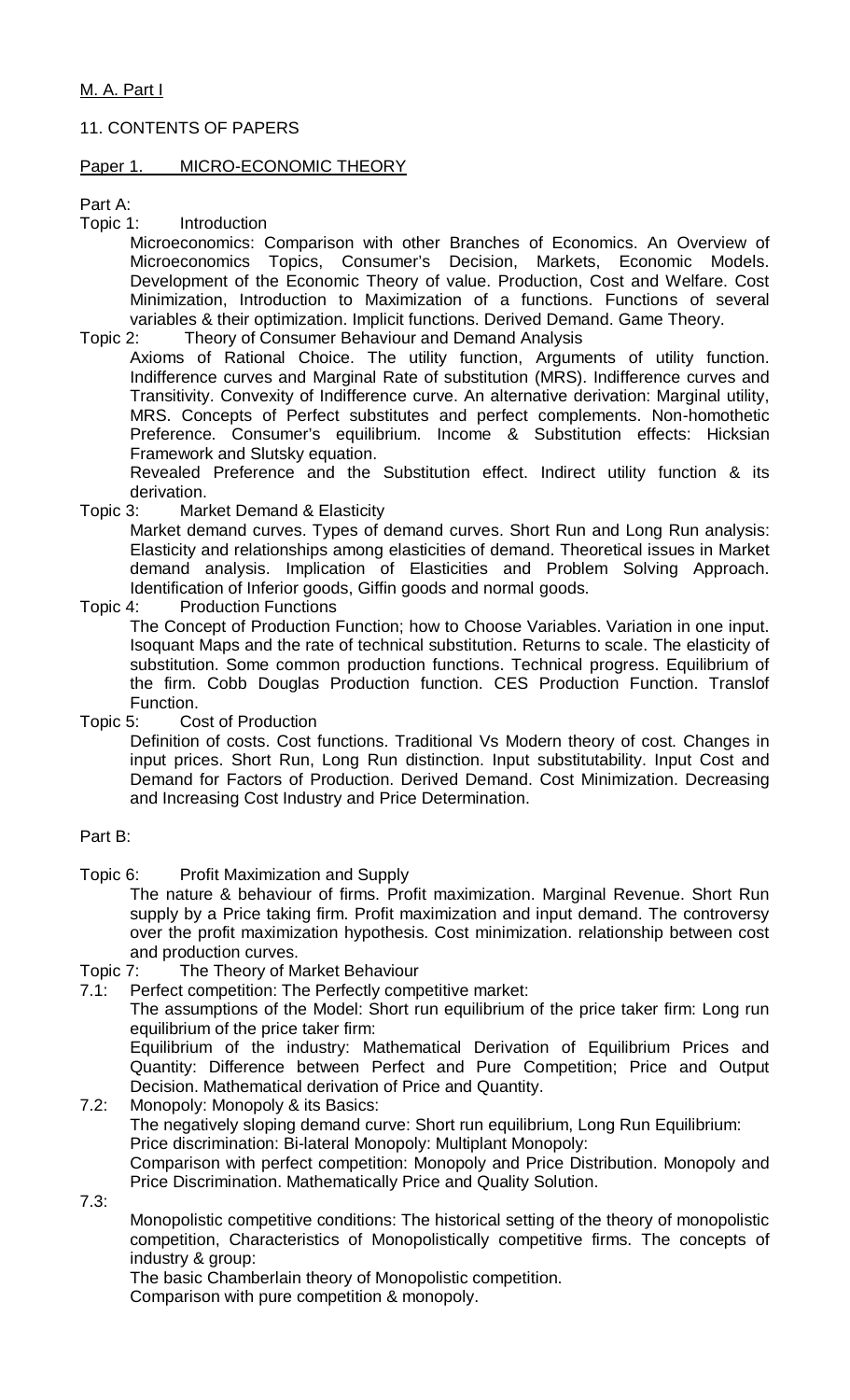M. A. Part I

11. CONTENTS OF PAPERS

Paper 1. MICRO-ECONOMIC THEORY

Part A:

Topic 1: Introduction

Microeconomics: Comparison with other Branches of Economics. An Overview of Microeconomics Topics, Consumer's Decision, Markets, Economic Models. Development of the Economic Theory of value. Production, Cost and Welfare. Cost Minimization, Introduction to Maximization of a functions. Functions of several variables & their optimization. Implicit functions. Derived Demand. Game Theory.

Topic 2: Theory of Consumer Behaviour and Demand Analysis

Axioms of Rational Choice. The utility function, Arguments of utility function. Indifference curves and Marginal Rate of substitution (MRS). Indifference curves and Transitivity. Convexity of Indifference curve. An alternative derivation: Marginal utility, MRS. Concepts of Perfect substitutes and perfect complements. Non-homothetic Preference. Consumer's equilibrium. Income & Substitution effects: Hicksian Framework and Slutsky equation.

Revealed Preference and the Substitution effect. Indirect utility function & its derivation.

Topic 3: Market Demand & Elasticity

Market demand curves. Types of demand curves. Short Run and Long Run analysis: Elasticity and relationships among elasticities of demand. Theoretical issues in Market demand analysis. Implication of Elasticities and Problem Solving Approach. Identification of Inferior goods, Giffin goods and normal goods.

Topic 4: Production Functions

The Concept of Production Function; how to Choose Variables. Variation in one input. Isoquant Maps and the rate of technical substitution. Returns to scale. The elasticity of substitution. Some common production functions. Technical progress. Equilibrium of the firm. Cobb Douglas Production function. CES Production Function. Translof Function.

Topic 5: Cost of Production

Definition of costs. Cost functions. Traditional Vs Modern theory of cost. Changes in input prices. Short Run, Long Run distinction. Input substitutability. Input Cost and Demand for Factors of Production. Derived Demand. Cost Minimization. Decreasing and Increasing Cost Industry and Price Determination.

Part B:

Topic 6: Profit Maximization and Supply

The nature & behaviour of firms. Profit maximization. Marginal Revenue. Short Run supply by a Price taking firm. Profit maximization and input demand. The controversy over the profit maximization hypothesis. Cost minimization. relationship between cost and production curves.

Topic 7: The Theory of Market Behaviour

7.1: Perfect competition: The Perfectly competitive market:

The assumptions of the Model: Short run equilibrium of the price taker firm: Long run equilibrium of the price taker firm:

Equilibrium of the industry: Mathematical Derivation of Equilibrium Prices and Quantity: Difference between Perfect and Pure Competition; Price and Output Decision. Mathematical derivation of Price and Quantity.

7.2: Monopoly: Monopoly & its Basics:

The negatively sloping demand curve: Short run equilibrium, Long Run Equilibrium: Price discrimination: Bi-lateral Monopoly: Multiplant Monopoly:

Comparison with perfect competition: Monopoly and Price Distribution. Monopoly and Price Discrimination. Mathematically Price and Quality Solution.

7.3:

Monopolistic competitive conditions: The historical setting of the theory of monopolistic competition, Characteristics of Monopolistically competitive firms. The concepts of industry & group:

The basic Chamberlain theory of Monopolistic competition.

Comparison with pure competition & monopoly.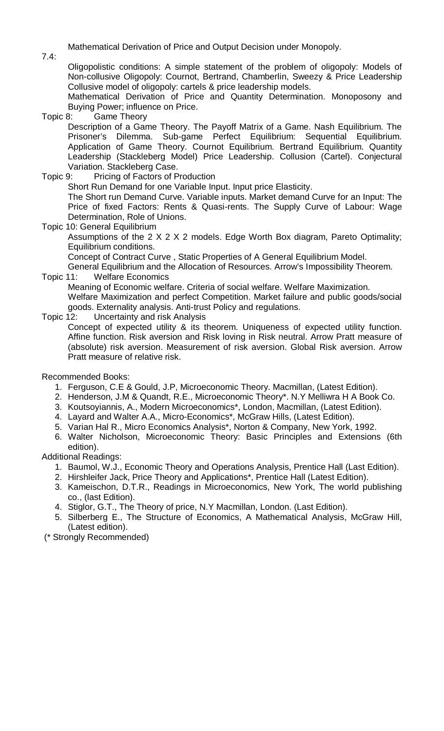Mathematical Derivation of Price and Output Decision under Monopoly.

7.4:

Oligopolistic conditions: A simple statement of the problem of oligopoly: Models of Non-collusive Oligopoly: Cournot, Bertrand, Chamberlin, Sweezy & Price Leadership Collusive model of oligopoly: cartels & price leadership models.

Mathematical Derivation of Price and Quantity Determination. Monoposony and Buying Power; influence on Price.

Topic 8: Game Theory

Description of a Game Theory. The Payoff Matrix of a Game. Nash Equilibrium. The Prisoner's Dilemma. Sub-game Perfect Equilibrium: Sequential Equilibrium. Application of Game Theory. Cournot Equilibrium. Bertrand Equilibrium. Quantity Leadership (Stackleberg Model) Price Leadership. Collusion (Cartel). Conjectural Variation. Stackleberg Case.

Topic 9: Pricing of Factors of Production

Short Run Demand for one Variable Input. Input price Elasticity.

The Short run Demand Curve. Variable inputs. Market demand Curve for an Input: The Price of fixed Factors: Rents & Quasi-rents. The Supply Curve of Labour: Wage Determination, Role of Unions.

Topic 10: General Equilibrium

Assumptions of the 2 X 2 X 2 models. Edge Worth Box diagram, Pareto Optimality; Equilibrium conditions.

Concept of Contract Curve , Static Properties of A General Equilibrium Model.

General Equilibrium and the Allocation of Resources. Arrow's Impossibility Theorem.

Topic 11: Welfare Economics

Meaning of Economic welfare. Criteria of social welfare. Welfare Maximization.

Welfare Maximization and perfect Competition. Market failure and public goods/social goods. Externality analysis. Anti-trust Policy and regulations.

Topic 12: Uncertainty and risk Analysis

Concept of expected utility & its theorem. Uniqueness of expected utility function. Affine function. Risk aversion and Risk loving in Risk neutral. Arrow Pratt measure of (absolute) risk aversion. Measurement of risk aversion. Global Risk aversion. Arrow Pratt measure of relative risk.

Recommended Books:

1. Ferguson, C.E & Gould, J.P, Microeconomic Theory. Macmillan, (Latest Edition).
2. Henderson, J.M & Quandt, R.E., Microeconomic Theory*. N.Y Melliwra H A Book Co.
3. Koutsoyiannis, A., Modern Microeconomics*, London, Macmillan, (Latest Edition).
4. Layard and Walter A.A., Micro-Economics*, McGraw Hills, (Latest Edition).
5. Varian Hal R., Micro Economics Analysis*, Norton & Company, New York, 1992.
6. Walter Nicholson, Microeconomic Theory: Basic Principles and Extensions (6th edition).

Additional Readings:

1. Baumol, W.J., Economic Theory and Operations Analysis, Prentice Hall (Last Edition).
2. Hirshleifer Jack, Price Theory and Applications*, Prentice Hall (Latest Edition).
3. Kameischon, D.T.R., Readings in Microeconomics, New York, The world publishing co., (last Edition).
4. Stiglor, G.T., The Theory of price, N.Y Macmillan, London. (Last Edition).
5. Silberberg E., The Structure of Economics, A Mathematical Analysis, McGraw Hill, (Latest edition).

(* Strongly Recommended)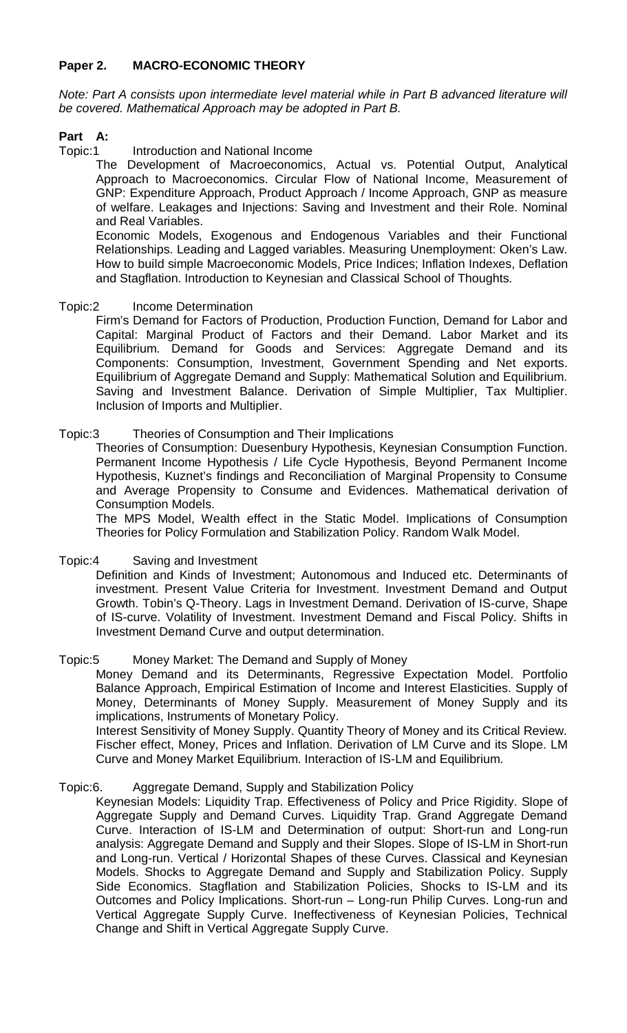## Paper 2. MACRO-ECONOMIC THEORY

*Note: Part A consists upon intermediate level material while in Part B advanced literature will be covered. Mathematical Approach may be adopted in Part B.*

### Part A:

**Topic:1 Introduction and National Income**

The Development of Macroeconomics, Actual vs. Potential Output, Analytical Approach to Macroeconomics. Circular Flow of National Income, Measurement of GNP: Expenditure Approach, Product Approach / Income Approach, GNP as measure of welfare. Leakages and Injections: Saving and Investment and their Role. Nominal and Real Variables.

Economic Models, Exogenous and Endogenous Variables and their Functional Relationships. Leading and Lagged variables. Measuring Unemployment: Oken's Law. How to build simple Macroeconomic Models, Price Indices; Inflation Indexes, Deflation and Stagflation. Introduction to Keynesian and Classical School of Thoughts.

**Topic:2 Income Determination**

Firm's Demand for Factors of Production, Production Function, Demand for Labor and Capital: Marginal Product of Factors and their Demand. Labor Market and its Equilibrium. Demand for Goods and Services: Aggregate Demand and its Components: Consumption, Investment, Government Spending and Net exports. Equilibrium of Aggregate Demand and Supply: Mathematical Solution and Equilibrium. Saving and Investment Balance. Derivation of Simple Multiplier, Tax Multiplier. Inclusion of Imports and Multiplier.

**Topic:3 Theories of Consumption and Their Implications**

Theories of Consumption: Duesenbury Hypothesis, Keynesian Consumption Function. Permanent Income Hypothesis / Life Cycle Hypothesis, Beyond Permanent Income Hypothesis, Kuznet's findings and Reconciliation of Marginal Propensity to Consume and Average Propensity to Consume and Evidences. Mathematical derivation of Consumption Models.

The MPS Model, Wealth effect in the Static Model. Implications of Consumption Theories for Policy Formulation and Stabilization Policy. Random Walk Model.

**Topic:4 Saving and Investment**

Definition and Kinds of Investment; Autonomous and Induced etc. Determinants of investment. Present Value Criteria for Investment. Investment Demand and Output Growth. Tobin's Q-Theory. Lags in Investment Demand. Derivation of IS-curve, Shape of IS-curve. Volatility of Investment. Investment Demand and Fiscal Policy. Shifts in Investment Demand Curve and output determination.

**Topic:5 Money Market: The Demand and Supply of Money**

Money Demand and its Determinants, Regressive Expectation Model. Portfolio Balance Approach, Empirical Estimation of Income and Interest Elasticities. Supply of Money, Determinants of Money Supply. Measurement of Money Supply and its implications, Instruments of Monetary Policy.

Interest Sensitivity of Money Supply. Quantity Theory of Money and its Critical Review. Fischer effect, Money, Prices and Inflation. Derivation of LM Curve and its Slope. LM Curve and Money Market Equilibrium. Interaction of IS-LM and Equilibrium.

**Topic:6. Aggregate Demand, Supply and Stabilization Policy**

Keynesian Models: Liquidity Trap. Effectiveness of Policy and Price Rigidity. Slope of Aggregate Supply and Demand Curves. Liquidity Trap. Grand Aggregate Demand Curve. Interaction of IS-LM and Determination of output: Short-run and Long-run analysis: Aggregate Demand and Supply and their Slopes. Slope of IS-LM in Short-run and Long-run. Vertical / Horizontal Shapes of these Curves. Classical and Keynesian Models. Shocks to Aggregate Demand and Supply and Stabilization Policy. Supply Side Economics. Stagflation and Stabilization Policies, Shocks to IS-LM and its Outcomes and Policy Implications. Short-run – Long-run Philip Curves. Long-run and Vertical Aggregate Supply Curve. Ineffectiveness of Keynesian Policies, Technical Change and Shift in Vertical Aggregate Supply Curve.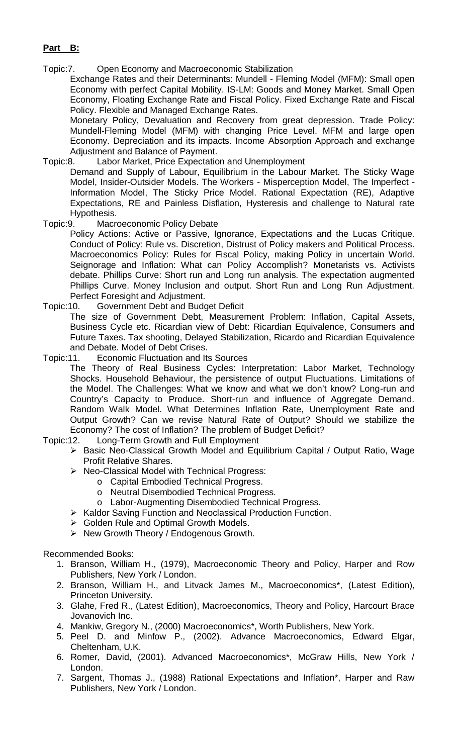**Part B:**

Topic:7. Open Economy and Macroeconomic Stabilization

Exchange Rates and their Determinants: Mundell - Fleming Model (MFM): Small open Economy with perfect Capital Mobility. IS-LM: Goods and Money Market. Small Open Economy, Floating Exchange Rate and Fiscal Policy. Fixed Exchange Rate and Fiscal Policy. Flexible and Managed Exchange Rates.

Monetary Policy, Devaluation and Recovery from great depression. Trade Policy: Mundell-Fleming Model (MFM) with changing Price Level. MFM and large open Economy. Depreciation and its impacts. Income Absorption Approach and exchange Adjustment and Balance of Payment.

Topic:8. Labor Market, Price Expectation and Unemployment

Demand and Supply of Labour, Equilibrium in the Labour Market. The Sticky Wage Model, Insider-Outsider Models. The Workers - Misperception Model, The Imperfect - Information Model, The Sticky Price Model. Rational Expectation (RE), Adaptive Expectations, RE and Painless Disflation, Hysteresis and challenge to Natural rate Hypothesis.

Topic:9. Macroeconomic Policy Debate

Policy Actions: Active or Passive, Ignorance, Expectations and the Lucas Critique. Conduct of Policy: Rule vs. Discretion, Distrust of Policy makers and Political Process. Macroeconomics Policy: Rules for Fiscal Policy, making Policy in uncertain World. Seignorage and Inflation: What can Policy Accomplish? Monetarists vs. Activists debate. Phillips Curve: Short run and Long run analysis. The expectation augmented Phillips Curve. Money Inclusion and output. Short Run and Long Run Adjustment. Perfect Foresight and Adjustment.

Topic:10. Government Debt and Budget Deficit

The size of Government Debt, Measurement Problem: Inflation, Capital Assets, Business Cycle etc. Ricardian view of Debt: Ricardian Equivalence, Consumers and Future Taxes. Tax shooting, Delayed Stabilization, Ricardo and Ricardian Equivalence and Debate. Model of Debt Crises.

Topic:11. Economic Fluctuation and Its Sources

The Theory of Real Business Cycles: Interpretation: Labor Market, Technology Shocks. Household Behaviour, the persistence of output Fluctuations. Limitations of the Model. The Challenges: What we know and what we don't know? Long-run and Country's Capacity to Produce. Short-run and influence of Aggregate Demand. Random Walk Model. What Determines Inflation Rate, Unemployment Rate and Output Growth? Can we revise Natural Rate of Output? Should we stabilize the Economy? The cost of Inflation? The problem of Budget Deficit?

Topic:12. Long-Term Growth and Full Employment

- Basic Neo-Classical Growth Model and Equilibrium Capital / Output Ratio, Wage Profit Relative Shares.
- Neo-Classical Model with Technical Progress:
  - Capital Embodied Technical Progress.
  - Neutral Disembodied Technical Progress.
  - Labor-Augmenting Disembodied Technical Progress.
- Kaldor Saving Function and Neoclassical Production Function.
- Golden Rule and Optimal Growth Models.
- New Growth Theory / Endogenous Growth.

Recommended Books:

1. Branson, William H., (1979), Macroeconomic Theory and Policy, Harper and Row Publishers, New York / London.
2. Branson, William H., and Litvack James M., Macroeconomics*, (Latest Edition), Princeton University.
3. Glahe, Fred R., (Latest Edition), Macroeconomics, Theory and Policy, Harcourt Brace Jovanovich Inc.
4. Mankiw, Gregory N., (2000) Macroeconomics*, Worth Publishers, New York.
5. Peel D. and Minfow P., (2002). Advance Macroeconomics, Edward Elgar, Cheltenham, U.K.
6. Romer, David, (2001). Advanced Macroeconomics*, McGraw Hills, New York / London.
7. Sargent, Thomas J., (1988) Rational Expectations and Inflation*, Harper and Raw Publishers, New York / London.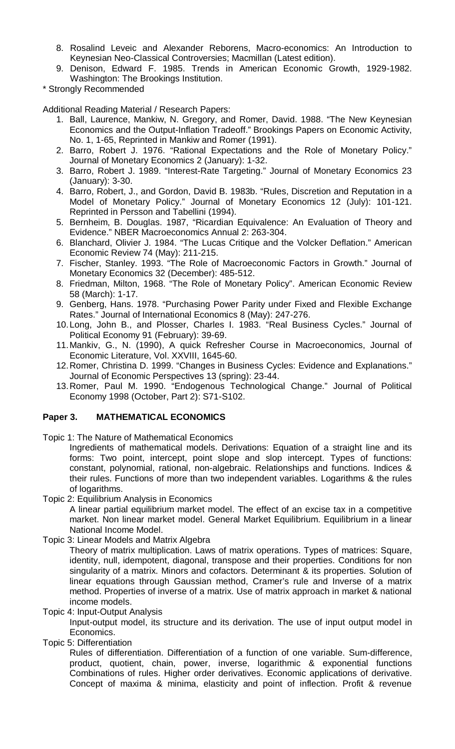8. Rosalind Leveic and Alexander Reborens, Macro-economics: An Introduction to Keynesian Neo-Classical Controversies; Macmillan (Latest edition).
9. Denison, Edward F. 1985. Trends in American Economic Growth, 1929-1982. Washington: The Brookings Institution.

\* Strongly Recommended

Additional Reading Material / Research Papers:

1. Ball, Laurence, Mankiw, N. Gregory, and Romer, David. 1988. "The New Keynesian Economics and the Output-Inflation Tradeoff." Brookings Papers on Economic Activity, No. 1, 1-65, Reprinted in Mankiw and Romer (1991).
2. Barro, Robert J. 1976. "Rational Expectations and the Role of Monetary Policy." Journal of Monetary Economics 2 (January): 1-32.
3. Barro, Robert J. 1989. "Interest-Rate Targeting." Journal of Monetary Economics 23 (January): 3-30.
4. Barro, Robert, J., and Gordon, David B. 1983b. "Rules, Discretion and Reputation in a Model of Monetary Policy." Journal of Monetary Economics 12 (July): 101-121. Reprinted in Persson and Tabellini (1994).
5. Bernheim, B. Douglas. 1987, "Ricardian Equivalence: An Evaluation of Theory and Evidence." NBER Macroeconomics Annual 2: 263-304.
6. Blanchard, Olivier J. 1984. "The Lucas Critique and the Volcker Deflation." American Economic Review 74 (May): 211-215.
7. Fischer, Stanley. 1993. "The Role of Macroeconomic Factors in Growth." Journal of Monetary Economics 32 (December): 485-512.
8. Friedman, Milton, 1968. "The Role of Monetary Policy". American Economic Review 58 (March): 1-17.
9. Genberg, Hans. 1978. "Purchasing Power Parity under Fixed and Flexible Exchange Rates." Journal of International Economics 8 (May): 247-276.
10. Long, John B., and Plosser, Charles I. 1983. "Real Business Cycles." Journal of Political Economy 91 (February): 39-69.
11. Mankiv, G., N. (1990), A quick Refresher Course in Macroeconomics, Journal of Economic Literature, Vol. XXVIII, 1645-60.
12. Romer, Christina D. 1999. "Changes in Business Cycles: Evidence and Explanations." Journal of Economic Perspectives 13 (spring): 23-44.
13. Romer, Paul M. 1990. "Endogenous Technological Change." Journal of Political Economy 1998 (October, Part 2): S71-S102.

## Paper 3. MATHEMATICAL ECONOMICS

Topic 1: The Nature of Mathematical Economics

Ingredients of mathematical models. Derivations: Equation of a straight line and its forms: Two point, intercept, point slope and slop intercept. Types of functions: constant, polynomial, rational, non-algebraic. Relationships and functions. Indices & their rules. Functions of more than two independent variables. Logarithms & the rules of logarithms.

Topic 2: Equilibrium Analysis in Economics

A linear partial equilibrium market model. The effect of an excise tax in a competitive market. Non linear market model. General Market Equilibrium. Equilibrium in a linear National Income Model.

Topic 3: Linear Models and Matrix Algebra

Theory of matrix multiplication. Laws of matrix operations. Types of matrices: Square, identity, null, idempotent, diagonal, transpose and their properties. Conditions for non singularity of a matrix. Minors and cofactors. Determinant & its properties. Solution of linear equations through Gaussian method, Cramer's rule and Inverse of a matrix method. Properties of inverse of a matrix. Use of matrix approach in market & national income models.

Topic 4: Input-Output Analysis

Input-output model, its structure and its derivation. The use of input output model in Economics.

Topic 5: Differentiation

Rules of differentiation. Differentiation of a function of one variable. Sum-difference, product, quotient, chain, power, inverse, logarithmic & exponential functions Combinations of rules. Higher order derivatives. Economic applications of derivative. Concept of maxima & minima, elasticity and point of inflection. Profit & revenue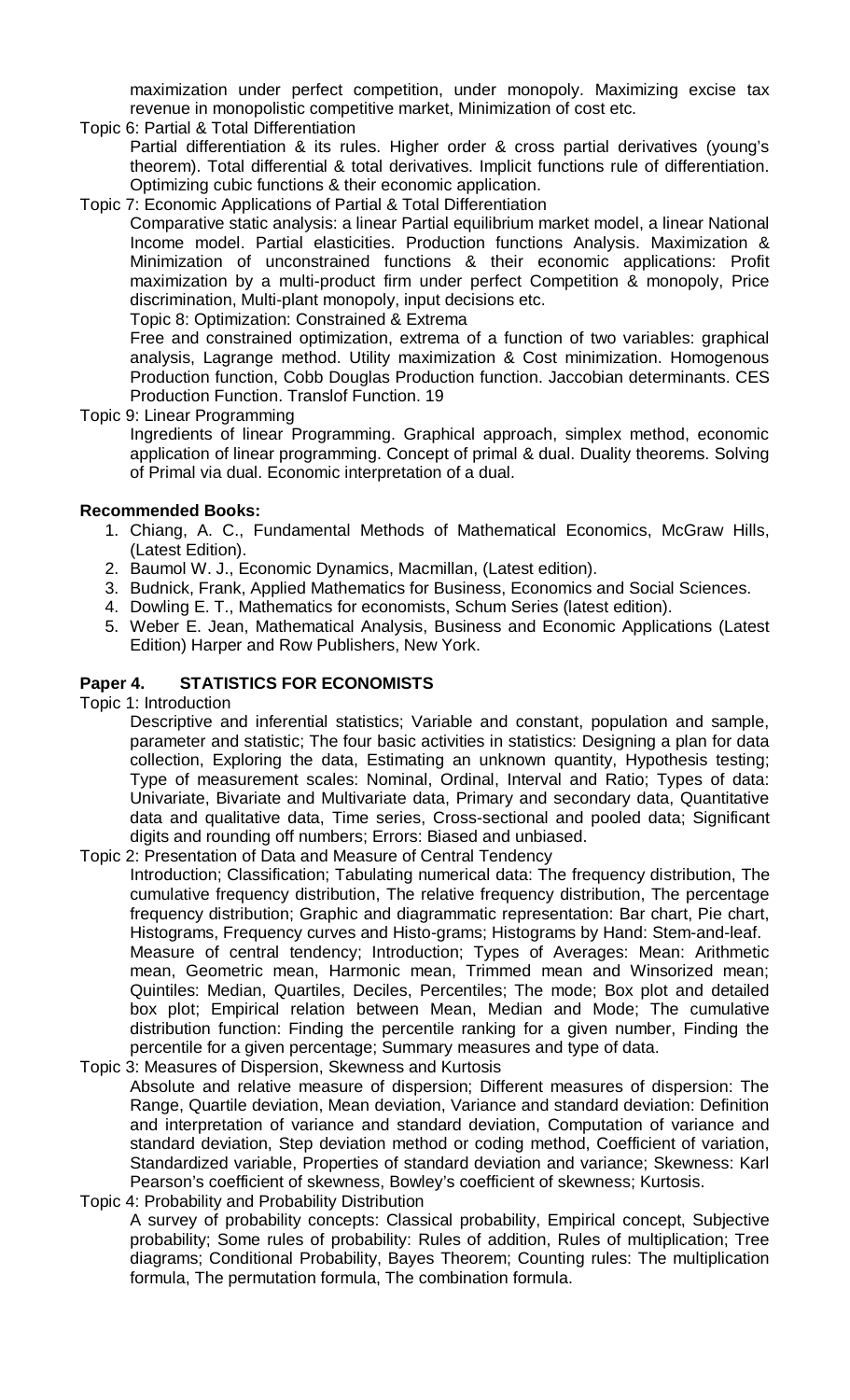maximization under perfect competition, under monopoly. Maximizing excise tax revenue in monopolistic competitive market, Minimization of cost etc.

Topic 6: Partial & Total Differentiation

Partial differentiation & its rules. Higher order & cross partial derivatives (young's theorem). Total differential & total derivatives. Implicit functions rule of differentiation. Optimizing cubic functions & their economic application.

Topic 7: Economic Applications of Partial & Total Differentiation

Comparative static analysis: a linear Partial equilibrium market model, a linear National Income model. Partial elasticities. Production functions Analysis. Maximization & Minimization of unconstrained functions & their economic applications: Profit maximization by a multi-product firm under perfect Competition & monopoly, Price discrimination, Multi-plant monopoly, input decisions etc.

Topic 8: Optimization: Constrained & Extrema

Free and constrained optimization, extrema of a function of two variables: graphical analysis, Lagrange method. Utility maximization & Cost minimization. Homogenous Production function, Cobb Douglas Production function. Jaccobian determinants. CES Production Function. Translof Function. 19

Topic 9: Linear Programming

Ingredients of linear Programming. Graphical approach, simplex method, economic application of linear programming. Concept of primal & dual. Duality theorems. Solving of Primal via dual. Economic interpretation of a dual.

**Recommended Books:**

1. Chiang, A. C., Fundamental Methods of Mathematical Economics, McGraw Hills, (Latest Edition).
2. Baumol W. J., Economic Dynamics, Macmillan, (Latest edition).
3. Budnick, Frank, Applied Mathematics for Business, Economics and Social Sciences.
4. Dowling E. T., Mathematics for economists, Schum Series (latest edition).
5. Weber E. Jean, Mathematical Analysis, Business and Economic Applications (Latest Edition) Harper and Row Publishers, New York.

## Paper 4. STATISTICS FOR ECONOMISTS

Topic 1: Introduction

Descriptive and inferential statistics; Variable and constant, population and sample, parameter and statistic; The four basic activities in statistics: Designing a plan for data collection, Exploring the data, Estimating an unknown quantity, Hypothesis testing; Type of measurement scales: Nominal, Ordinal, Interval and Ratio; Types of data: Univariate, Bivariate and Multivariate data, Primary and secondary data, Quantitative data and qualitative data, Time series, Cross-sectional and pooled data; Significant digits and rounding off numbers; Errors: Biased and unbiased.

Topic 2: Presentation of Data and Measure of Central Tendency

Introduction; Classification; Tabulating numerical data: The frequency distribution, The cumulative frequency distribution, The relative frequency distribution, The percentage frequency distribution; Graphic and diagrammatic representation: Bar chart, Pie chart, Histograms, Frequency curves and Histo-grams; Histograms by Hand: Stem-and-leaf. Measure of central tendency; Introduction; Types of Averages: Mean: Arithmetic mean, Geometric mean, Harmonic mean, Trimmed mean and Winsorized mean; Quintiles: Median, Quartiles, Deciles, Percentiles; The mode; Box plot and detailed box plot; Empirical relation between Mean, Median and Mode; The cumulative distribution function: Finding the percentile ranking for a given number, Finding the percentile for a given percentage; Summary measures and type of data.

Topic 3: Measures of Dispersion, Skewness and Kurtosis

Absolute and relative measure of dispersion; Different measures of dispersion: The Range, Quartile deviation, Mean deviation, Variance and standard deviation: Definition and interpretation of variance and standard deviation, Computation of variance and standard deviation, Step deviation method or coding method, Coefficient of variation, Standardized variable, Properties of standard deviation and variance; Skewness: Karl Pearson's coefficient of skewness, Bowley's coefficient of skewness; Kurtosis.

Topic 4: Probability and Probability Distribution

A survey of probability concepts: Classical probability, Empirical concept, Subjective probability; Some rules of probability: Rules of addition, Rules of multiplication; Tree diagrams; Conditional Probability, Bayes Theorem; Counting rules: The multiplication formula, The permutation formula, The combination formula.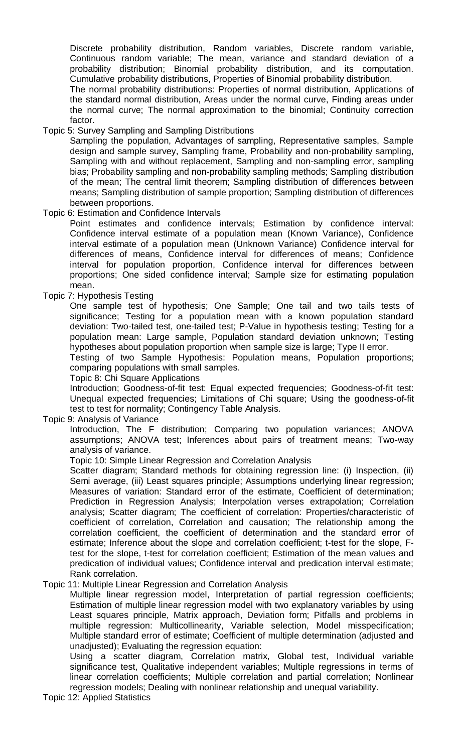Discrete probability distribution, Random variables, Discrete random variable, Continuous random variable; The mean, variance and standard deviation of a probability distribution; Binomial probability distribution, and its computation. Cumulative probability distributions, Properties of Binomial probability distribution.

The normal probability distributions: Properties of normal distribution, Applications of the standard normal distribution, Areas under the normal curve, Finding areas under the normal curve; The normal approximation to the binomial; Continuity correction factor.

Topic 5: Survey Sampling and Sampling Distributions

Sampling the population, Advantages of sampling, Representative samples, Sample design and sample survey, Sampling frame, Probability and non-probability sampling, Sampling with and without replacement, Sampling and non-sampling error, sampling bias; Probability sampling and non-probability sampling methods; Sampling distribution of the mean; The central limit theorem; Sampling distribution of differences between means; Sampling distribution of sample proportion; Sampling distribution of differences between proportions.

Topic 6: Estimation and Confidence Intervals

Point estimates and confidence intervals; Estimation by confidence interval: Confidence interval estimate of a population mean (Known Variance), Confidence interval estimate of a population mean (Unknown Variance) Confidence interval for differences of means, Confidence interval for differences of means; Confidence interval for population proportion, Confidence interval for differences between proportions; One sided confidence interval; Sample size for estimating population mean.

Topic 7: Hypothesis Testing

One sample test of hypothesis; One Sample; One tail and two tails tests of significance; Testing for a population mean with a known population standard deviation: Two-tailed test, one-tailed test; P-Value in hypothesis testing; Testing for a population mean: Large sample, Population standard deviation unknown; Testing hypotheses about population proportion when sample size is large; Type II error.

Testing of two Sample Hypothesis: Population means, Population proportions; comparing populations with small samples.

Topic 8: Chi Square Applications

Introduction; Goodness-of-fit test: Equal expected frequencies; Goodness-of-fit test: Unequal expected frequencies; Limitations of Chi square; Using the goodness-of-fit test to test for normality; Contingency Table Analysis.

Topic 9: Analysis of Variance

Introduction, The F distribution; Comparing two population variances; ANOVA assumptions; ANOVA test; Inferences about pairs of treatment means; Two-way analysis of variance.

Topic 10: Simple Linear Regression and Correlation Analysis

Scatter diagram; Standard methods for obtaining regression line: (i) Inspection, (ii) Semi average, (iii) Least squares principle; Assumptions underlying linear regression; Measures of variation: Standard error of the estimate, Coefficient of determination; Prediction in Regression Analysis; Interpolation verses extrapolation; Correlation analysis; Scatter diagram; The coefficient of correlation: Properties/characteristic of coefficient of correlation, Correlation and causation; The relationship among the correlation coefficient, the coefficient of determination and the standard error of estimate; Inference about the slope and correlation coefficient; t-test for the slope, F-test for the slope, t-test for correlation coefficient; Estimation of the mean values and predication of individual values; Confidence interval and predication interval estimate; Rank correlation.

Topic 11: Multiple Linear Regression and Correlation Analysis

Multiple linear regression model, Interpretation of partial regression coefficients; Estimation of multiple linear regression model with two explanatory variables by using Least squares principle, Matrix approach, Deviation form; Pitfalls and problems in multiple regression: Multicollinearity, Variable selection, Model misspecification; Multiple standard error of estimate; Coefficient of multiple determination (adjusted and unadjusted); Evaluating the regression equation:

Using a scatter diagram, Correlation matrix, Global test, Individual variable significance test, Qualitative independent variables; Multiple regressions in terms of linear correlation coefficients; Multiple correlation and partial correlation; Nonlinear regression models; Dealing with nonlinear relationship and unequal variability.

Topic 12: Applied Statistics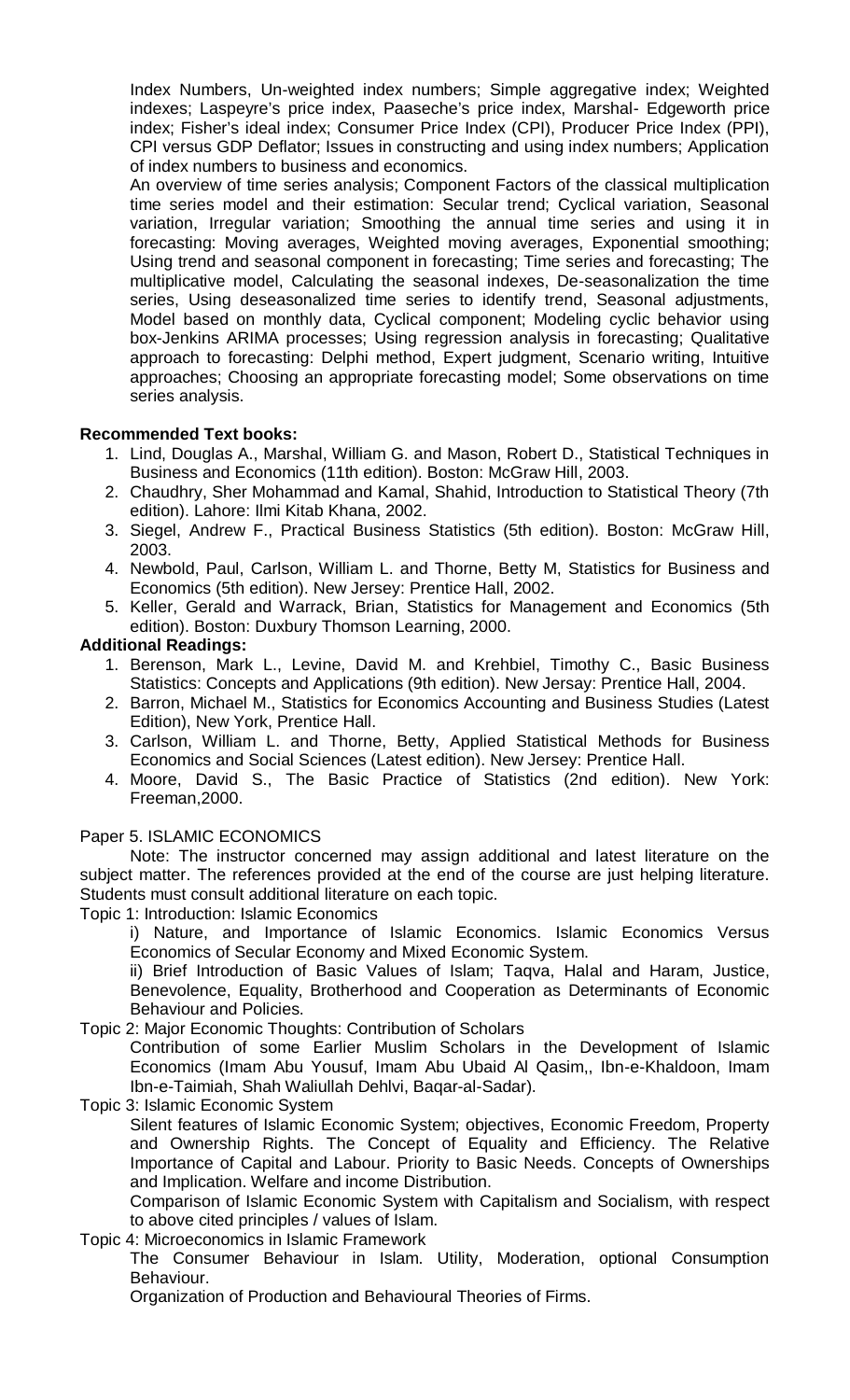Index Numbers, Un-weighted index numbers; Simple aggregative index; Weighted indexes; Laspeyre's price index, Paaseche's price index, Marshal- Edgeworth price index; Fisher's ideal index; Consumer Price Index (CPI), Producer Price Index (PPI), CPI versus GDP Deflator; Issues in constructing and using index numbers; Application of index numbers to business and economics.

An overview of time series analysis; Component Factors of the classical multiplication time series model and their estimation: Secular trend; Cyclical variation, Seasonal variation, Irregular variation; Smoothing the annual time series and using it in forecasting: Moving averages, Weighted moving averages, Exponential smoothing; Using trend and seasonal component in forecasting; Time series and forecasting; The multiplicative model, Calculating the seasonal indexes, De-seasonalization the time series, Using deseasonalized time series to identify trend, Seasonal adjustments, Model based on monthly data, Cyclical component; Modeling cyclic behavior using box-Jenkins ARIMA processes; Using regression analysis in forecasting; Qualitative approach to forecasting: Delphi method, Expert judgment, Scenario writing, Intuitive approaches; Choosing an appropriate forecasting model; Some observations on time series analysis.

**Recommended Text books:**

1. Lind, Douglas A., Marshal, William G. and Mason, Robert D., Statistical Techniques in Business and Economics (11th edition). Boston: McGraw Hill, 2003.
2. Chaudhry, Sher Mohammad and Kamal, Shahid, Introduction to Statistical Theory (7th edition). Lahore: Ilmi Kitab Khana, 2002.
3. Siegel, Andrew F., Practical Business Statistics (5th edition). Boston: McGraw Hill, 2003.
4. Newbold, Paul, Carlson, William L. and Thorne, Betty M, Statistics for Business and Economics (5th edition). New Jersey: Prentice Hall, 2002.
5. Keller, Gerald and Warrack, Brian, Statistics for Management and Economics (5th edition). Boston: Duxbury Thomson Learning, 2000.

**Additional Readings:**

1. Berenson, Mark L., Levine, David M. and Krehbiel, Timothy C., Basic Business Statistics: Concepts and Applications (9th edition). New Jersay: Prentice Hall, 2004.
2. Barron, Michael M., Statistics for Economics Accounting and Business Studies (Latest Edition), New York, Prentice Hall.
3. Carlson, William L. and Thorne, Betty, Applied Statistical Methods for Business Economics and Social Sciences (Latest edition). New Jersey: Prentice Hall.
4. Moore, David S., The Basic Practice of Statistics (2nd edition). New York: Freeman,2000.

Paper 5. ISLAMIC ECONOMICS

Note: The instructor concerned may assign additional and latest literature on the subject matter. The references provided at the end of the course are just helping literature. Students must consult additional literature on each topic.

Topic 1: Introduction: Islamic Economics

i) Nature, and Importance of Islamic Economics. Islamic Economics Versus Economics of Secular Economy and Mixed Economic System.

ii) Brief Introduction of Basic Values of Islam; Taqva, Halal and Haram, Justice, Benevolence, Equality, Brotherhood and Cooperation as Determinants of Economic Behaviour and Policies.

Topic 2: Major Economic Thoughts: Contribution of Scholars

Contribution of some Earlier Muslim Scholars in the Development of Islamic Economics (Imam Abu Yousuf, Imam Abu Ubaid Al Qasim,, Ibn-e-Khaldoon, Imam Ibn-e-Taimiah, Shah Waliullah Dehlvi, Baqar-al-Sadar).

Topic 3: Islamic Economic System

Silent features of Islamic Economic System; objectives, Economic Freedom, Property and Ownership Rights. The Concept of Equality and Efficiency. The Relative Importance of Capital and Labour. Priority to Basic Needs. Concepts of Ownerships and Implication. Welfare and income Distribution.

Comparison of Islamic Economic System with Capitalism and Socialism, with respect to above cited principles / values of Islam.

Topic 4: Microeconomics in Islamic Framework

The Consumer Behaviour in Islam. Utility, Moderation, optional Consumption Behaviour.

Organization of Production and Behavioural Theories of Firms.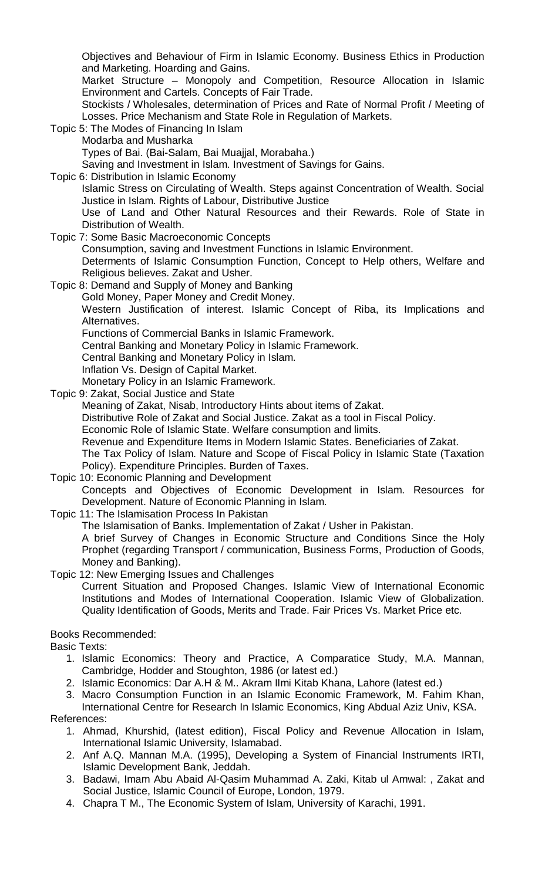Objectives and Behaviour of Firm in Islamic Economy. Business Ethics in Production and Marketing. Hoarding and Gains.

Market Structure – Monopoly and Competition, Resource Allocation in Islamic Environment and Cartels. Concepts of Fair Trade.

Stockists / Wholesales, determination of Prices and Rate of Normal Profit / Meeting of Losses. Price Mechanism and State Role in Regulation of Markets.

Topic 5: The Modes of Financing In Islam

Modarba and Musharka

Types of Bai. (Bai-Salam, Bai Muajjal, Morabaha.)

Saving and Investment in Islam. Investment of Savings for Gains.

Topic 6: Distribution in Islamic Economy

Islamic Stress on Circulating of Wealth. Steps against Concentration of Wealth. Social Justice in Islam. Rights of Labour, Distributive Justice

Use of Land and Other Natural Resources and their Rewards. Role of State in Distribution of Wealth.

Topic 7: Some Basic Macroeconomic Concepts

Consumption, saving and Investment Functions in Islamic Environment.

Determents of Islamic Consumption Function, Concept to Help others, Welfare and Religious believes. Zakat and Usher.

Topic 8: Demand and Supply of Money and Banking

Gold Money, Paper Money and Credit Money.

Western Justification of interest. Islamic Concept of Riba, its Implications and Alternatives.

Functions of Commercial Banks in Islamic Framework.

Central Banking and Monetary Policy in Islamic Framework.

Central Banking and Monetary Policy in Islam.

Inflation Vs. Design of Capital Market.

Monetary Policy in an Islamic Framework.

Topic 9: Zakat, Social Justice and State

Meaning of Zakat, Nisab, Introductory Hints about items of Zakat.

Distributive Role of Zakat and Social Justice. Zakat as a tool in Fiscal Policy.

Economic Role of Islamic State. Welfare consumption and limits.

Revenue and Expenditure Items in Modern Islamic States. Beneficiaries of Zakat.

The Tax Policy of Islam. Nature and Scope of Fiscal Policy in Islamic State (Taxation Policy). Expenditure Principles. Burden of Taxes.

Topic 10: Economic Planning and Development

Concepts and Objectives of Economic Development in Islam. Resources for Development. Nature of Economic Planning in Islam.

Topic 11: The Islamisation Process In Pakistan

The Islamisation of Banks. Implementation of Zakat / Usher in Pakistan.

A brief Survey of Changes in Economic Structure and Conditions Since the Holy Prophet (regarding Transport / communication, Business Forms, Production of Goods, Money and Banking).

Topic 12: New Emerging Issues and Challenges

Current Situation and Proposed Changes. Islamic View of International Economic Institutions and Modes of International Cooperation. Islamic View of Globalization. Quality Identification of Goods, Merits and Trade. Fair Prices Vs. Market Price etc.

Books Recommended:

Basic Texts:

1. Islamic Economics: Theory and Practice, A Comparatice Study, M.A. Mannan, Cambridge, Hodder and Stoughton, 1986 (or latest ed.)
2. Islamic Economics: Dar A.H & M.. Akram Ilmi Kitab Khana, Lahore (latest ed.)
3. Macro Consumption Function in an Islamic Economic Framework, M. Fahim Khan, International Centre for Research In Islamic Economics, King Abdual Aziz Univ, KSA.

References:

1. Ahmad, Khurshid, (latest edition), Fiscal Policy and Revenue Allocation in Islam, International Islamic University, Islamabad.
2. Anf A.Q. Mannan M.A. (1995), Developing a System of Financial Instruments IRTI, Islamic Development Bank, Jeddah.
3. Badawi, Imam Abu Abaid Al-Qasim Muhammad A. Zaki, Kitab ul Amwal: , Zakat and Social Justice, Islamic Council of Europe, London, 1979.
4. Chapra T M., The Economic System of Islam, University of Karachi, 1991.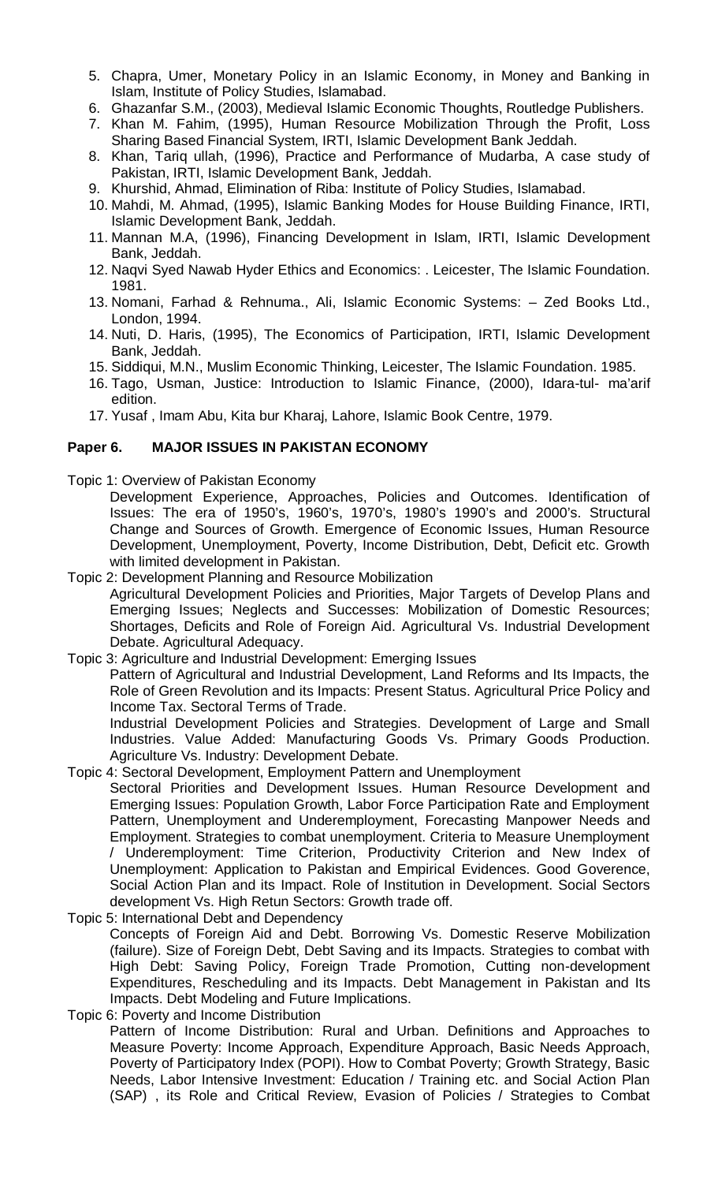5. Chapra, Umer, Monetary Policy in an Islamic Economy, in Money and Banking in Islam, Institute of Policy Studies, Islamabad.
6. Ghazanfar S.M., (2003), Medieval Islamic Economic Thoughts, Routledge Publishers.
7. Khan M. Fahim, (1995), Human Resource Mobilization Through the Profit, Loss Sharing Based Financial System, IRTI, Islamic Development Bank Jeddah.
8. Khan, Tariq ullah, (1996), Practice and Performance of Mudarba, A case study of Pakistan, IRTI, Islamic Development Bank, Jeddah.
9. Khurshid, Ahmad, Elimination of Riba: Institute of Policy Studies, Islamabad.
10. Mahdi, M. Ahmad, (1995), Islamic Banking Modes for House Building Finance, IRTI, Islamic Development Bank, Jeddah.
11. Mannan M.A, (1996), Financing Development in Islam, IRTI, Islamic Development Bank, Jeddah.
12. Naqvi Syed Nawab Hyder Ethics and Economics: . Leicester, The Islamic Foundation. 1981.
13. Nomani, Farhad & Rehnuma., Ali, Islamic Economic Systems: – Zed Books Ltd., London, 1994.
14. Nuti, D. Haris, (1995), The Economics of Participation, IRTI, Islamic Development Bank, Jeddah.
15. Siddiqui, M.N., Muslim Economic Thinking, Leicester, The Islamic Foundation. 1985.
16. Tago, Usman, Justice: Introduction to Islamic Finance, (2000), Idara-tul- ma'arif edition.
17. Yusaf , Imam Abu, Kita bur Kharaj, Lahore, Islamic Book Centre, 1979.

## Paper 6. MAJOR ISSUES IN PAKISTAN ECONOMY

Topic 1: Overview of Pakistan Economy

Development Experience, Approaches, Policies and Outcomes. Identification of Issues: The era of 1950's, 1960's, 1970's, 1980's 1990's and 2000's. Structural Change and Sources of Growth. Emergence of Economic Issues, Human Resource Development, Unemployment, Poverty, Income Distribution, Debt, Deficit etc. Growth with limited development in Pakistan.

Topic 2: Development Planning and Resource Mobilization

Agricultural Development Policies and Priorities, Major Targets of Develop Plans and Emerging Issues; Neglects and Successes: Mobilization of Domestic Resources; Shortages, Deficits and Role of Foreign Aid. Agricultural Vs. Industrial Development Debate. Agricultural Adequacy.

Topic 3: Agriculture and Industrial Development: Emerging Issues

Pattern of Agricultural and Industrial Development, Land Reforms and Its Impacts, the Role of Green Revolution and its Impacts: Present Status. Agricultural Price Policy and Income Tax. Sectoral Terms of Trade.

Industrial Development Policies and Strategies. Development of Large and Small Industries. Value Added: Manufacturing Goods Vs. Primary Goods Production. Agriculture Vs. Industry: Development Debate.

Topic 4: Sectoral Development, Employment Pattern and Unemployment

Sectoral Priorities and Development Issues. Human Resource Development and Emerging Issues: Population Growth, Labor Force Participation Rate and Employment Pattern, Unemployment and Underemployment, Forecasting Manpower Needs and Employment. Strategies to combat unemployment. Criteria to Measure Unemployment / Underemployment: Time Criterion, Productivity Criterion and New Index of Unemployment: Application to Pakistan and Empirical Evidences. Good Goverence, Social Action Plan and its Impact. Role of Institution in Development. Social Sectors development Vs. High Retun Sectors: Growth trade off.

Topic 5: International Debt and Dependency

Concepts of Foreign Aid and Debt. Borrowing Vs. Domestic Reserve Mobilization (failure). Size of Foreign Debt, Debt Saving and its Impacts. Strategies to combat with High Debt: Saving Policy, Foreign Trade Promotion, Cutting non-development Expenditures, Rescheduling and its Impacts. Debt Management in Pakistan and Its Impacts. Debt Modeling and Future Implications.

Topic 6: Poverty and Income Distribution

Pattern of Income Distribution: Rural and Urban. Definitions and Approaches to Measure Poverty: Income Approach, Expenditure Approach, Basic Needs Approach, Poverty of Participatory Index (POPI). How to Combat Poverty; Growth Strategy, Basic Needs, Labor Intensive Investment: Education / Training etc. and Social Action Plan (SAP) , its Role and Critical Review, Evasion of Policies / Strategies to Combat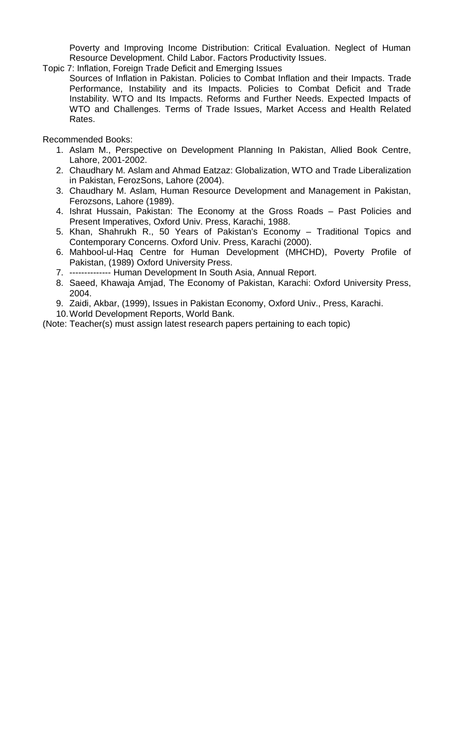Poverty and Improving Income Distribution: Critical Evaluation. Neglect of Human Resource Development. Child Labor. Factors Productivity Issues.

Topic 7: Inflation, Foreign Trade Deficit and Emerging Issues

Sources of Inflation in Pakistan. Policies to Combat Inflation and their Impacts. Trade Performance, Instability and its Impacts. Policies to Combat Deficit and Trade Instability. WTO and Its Impacts. Reforms and Further Needs. Expected Impacts of WTO and Challenges. Terms of Trade Issues, Market Access and Health Related Rates.

Recommended Books:

1. Aslam M., Perspective on Development Planning In Pakistan, Allied Book Centre, Lahore, 2001-2002.
2. Chaudhary M. Aslam and Ahmad Eatzaz: Globalization, WTO and Trade Liberalization in Pakistan, FerozSons, Lahore (2004).
3. Chaudhary M. Aslam, Human Resource Development and Management in Pakistan, Ferozsons, Lahore (1989).
4. Ishrat Hussain, Pakistan: The Economy at the Gross Roads – Past Policies and Present Imperatives, Oxford Univ. Press, Karachi, 1988.
5. Khan, Shahrukh R., 50 Years of Pakistan's Economy – Traditional Topics and Contemporary Concerns. Oxford Univ. Press, Karachi (2000).
6. Mahbool-ul-Haq Centre for Human Development (MHCHD), Poverty Profile of Pakistan, (1989) Oxford University Press.
7. -------------- Human Development In South Asia, Annual Report.
8. Saeed, Khawaja Amjad, The Economy of Pakistan, Karachi: Oxford University Press, 2004.
9. Zaidi, Akbar, (1999), Issues in Pakistan Economy, Oxford Univ., Press, Karachi.
10. World Development Reports, World Bank.

(Note: Teacher(s) must assign latest research papers pertaining to each topic)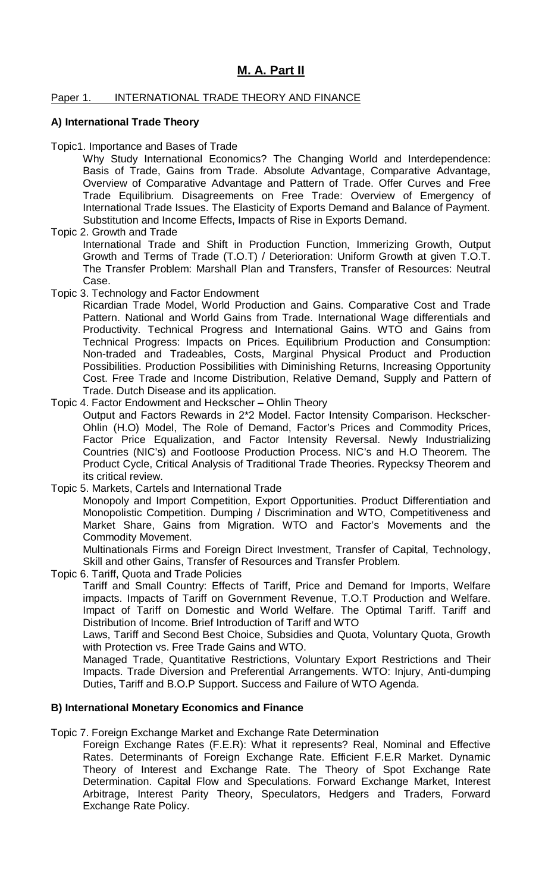# M. A. Part II

Paper 1. INTERNATIONAL TRADE THEORY AND FINANCE

**A) International Trade Theory**

Topic1. Importance and Bases of Trade

Why Study International Economics? The Changing World and Interdependence: Basis of Trade, Gains from Trade. Absolute Advantage, Comparative Advantage, Overview of Comparative Advantage and Pattern of Trade. Offer Curves and Free Trade Equilibrium. Disagreements on Free Trade: Overview of Emergency of International Trade Issues. The Elasticity of Exports Demand and Balance of Payment. Substitution and Income Effects, Impacts of Rise in Exports Demand.

Topic 2. Growth and Trade

International Trade and Shift in Production Function, Immerizing Growth, Output Growth and Terms of Trade (T.O.T) / Deterioration: Uniform Growth at given T.O.T. The Transfer Problem: Marshall Plan and Transfers, Transfer of Resources: Neutral Case.

Topic 3. Technology and Factor Endowment

Ricardian Trade Model, World Production and Gains. Comparative Cost and Trade Pattern. National and World Gains from Trade. International Wage differentials and Productivity. Technical Progress and International Gains. WTO and Gains from Technical Progress: Impacts on Prices. Equilibrium Production and Consumption: Non-traded and Tradeables, Costs, Marginal Physical Product and Production Possibilities. Production Possibilities with Diminishing Returns, Increasing Opportunity Cost. Free Trade and Income Distribution, Relative Demand, Supply and Pattern of Trade. Dutch Disease and its application.

Topic 4. Factor Endowment and Heckscher – Ohlin Theory

Output and Factors Rewards in 2*2 Model. Factor Intensity Comparison. Heckscher-Ohlin (H.O) Model, The Role of Demand, Factor's Prices and Commodity Prices, Factor Price Equalization, and Factor Intensity Reversal. Newly Industrializing Countries (NIC's) and Footloose Production Process. NIC's and H.O Theorem. The Product Cycle, Critical Analysis of Traditional Trade Theories. Rypecksy Theorem and its critical review.

Topic 5. Markets, Cartels and International Trade

Monopoly and Import Competition, Export Opportunities. Product Differentiation and Monopolistic Competition. Dumping / Discrimination and WTO, Competitiveness and Market Share, Gains from Migration. WTO and Factor's Movements and the Commodity Movement.

Multinationals Firms and Foreign Direct Investment, Transfer of Capital, Technology, Skill and other Gains, Transfer of Resources and Transfer Problem.

Topic 6. Tariff, Quota and Trade Policies

Tariff and Small Country: Effects of Tariff, Price and Demand for Imports, Welfare impacts. Impacts of Tariff on Government Revenue, T.O.T Production and Welfare. Impact of Tariff on Domestic and World Welfare. The Optimal Tariff. Tariff and Distribution of Income. Brief Introduction of Tariff and WTO

Laws, Tariff and Second Best Choice, Subsidies and Quota, Voluntary Quota, Growth with Protection vs. Free Trade Gains and WTO.

Managed Trade, Quantitative Restrictions, Voluntary Export Restrictions and Their Impacts. Trade Diversion and Preferential Arrangements. WTO: Injury, Anti-dumping Duties, Tariff and B.O.P Support. Success and Failure of WTO Agenda.

**B) International Monetary Economics and Finance**

Topic 7. Foreign Exchange Market and Exchange Rate Determination

Foreign Exchange Rates (F.E.R): What it represents? Real, Nominal and Effective Rates. Determinants of Foreign Exchange Rate. Efficient F.E.R Market. Dynamic Theory of Interest and Exchange Rate. The Theory of Spot Exchange Rate Determination. Capital Flow and Speculations. Forward Exchange Market, Interest Arbitrage, Interest Parity Theory, Speculators, Hedgers and Traders, Forward Exchange Rate Policy.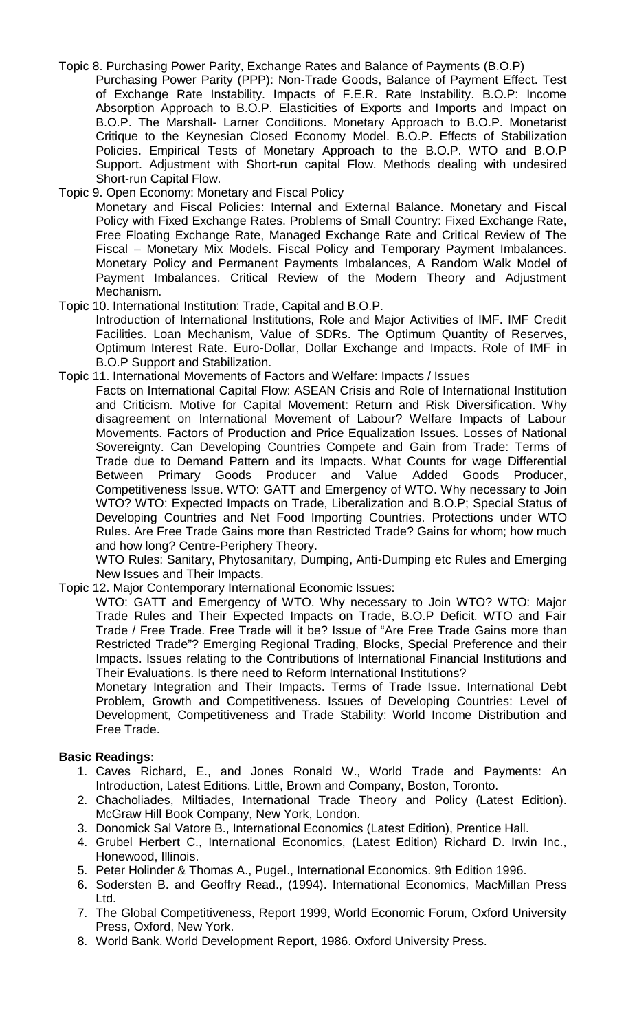Topic 8. Purchasing Power Parity, Exchange Rates and Balance of Payments (B.O.P)

Purchasing Power Parity (PPP): Non-Trade Goods, Balance of Payment Effect. Test of Exchange Rate Instability. Impacts of F.E.R. Rate Instability. B.O.P: Income Absorption Approach to B.O.P. Elasticities of Exports and Imports and Impact on B.O.P. The Marshall- Larner Conditions. Monetary Approach to B.O.P. Monetarist Critique to the Keynesian Closed Economy Model. B.O.P. Effects of Stabilization Policies. Empirical Tests of Monetary Approach to the B.O.P. WTO and B.O.P Support. Adjustment with Short-run capital Flow. Methods dealing with undesired Short-run Capital Flow.

Topic 9. Open Economy: Monetary and Fiscal Policy

Monetary and Fiscal Policies: Internal and External Balance. Monetary and Fiscal Policy with Fixed Exchange Rates. Problems of Small Country: Fixed Exchange Rate, Free Floating Exchange Rate, Managed Exchange Rate and Critical Review of The Fiscal – Monetary Mix Models. Fiscal Policy and Temporary Payment Imbalances. Monetary Policy and Permanent Payments Imbalances, A Random Walk Model of Payment Imbalances. Critical Review of the Modern Theory and Adjustment Mechanism.

Topic 10. International Institution: Trade, Capital and B.O.P.

Introduction of International Institutions, Role and Major Activities of IMF. IMF Credit Facilities. Loan Mechanism, Value of SDRs. The Optimum Quantity of Reserves, Optimum Interest Rate. Euro-Dollar, Dollar Exchange and Impacts. Role of IMF in B.O.P Support and Stabilization.

Topic 11. International Movements of Factors and Welfare: Impacts / Issues

Facts on International Capital Flow: ASEAN Crisis and Role of International Institution and Criticism. Motive for Capital Movement: Return and Risk Diversification. Why disagreement on International Movement of Labour? Welfare Impacts of Labour Movements. Factors of Production and Price Equalization Issues. Losses of National Sovereignty. Can Developing Countries Compete and Gain from Trade: Terms of Trade due to Demand Pattern and its Impacts. What Counts for wage Differential Between Primary Goods Producer and Value Added Goods Producer, Competitiveness Issue. WTO: GATT and Emergency of WTO. Why necessary to Join WTO? WTO: Expected Impacts on Trade, Liberalization and B.O.P; Special Status of Developing Countries and Net Food Importing Countries. Protections under WTO Rules. Are Free Trade Gains more than Restricted Trade? Gains for whom; how much and how long? Centre-Periphery Theory.

WTO Rules: Sanitary, Phytosanitary, Dumping, Anti-Dumping etc Rules and Emerging New Issues and Their Impacts.

Topic 12. Major Contemporary International Economic Issues:

WTO: GATT and Emergency of WTO. Why necessary to Join WTO? WTO: Major Trade Rules and Their Expected Impacts on Trade, B.O.P Deficit. WTO and Fair Trade / Free Trade. Free Trade will it be? Issue of "Are Free Trade Gains more than Restricted Trade"? Emerging Regional Trading, Blocks, Special Preference and their Impacts. Issues relating to the Contributions of International Financial Institutions and Their Evaluations. Is there need to Reform International Institutions?

Monetary Integration and Their Impacts. Terms of Trade Issue. International Debt Problem, Growth and Competitiveness. Issues of Developing Countries: Level of Development, Competitiveness and Trade Stability: World Income Distribution and Free Trade.

**Basic Readings:**

1. Caves Richard, E., and Jones Ronald W., World Trade and Payments: An Introduction, Latest Editions. Little, Brown and Company, Boston, Toronto.
2. Chacholiades, Miltiades, International Trade Theory and Policy (Latest Edition). McGraw Hill Book Company, New York, London.
3. Donomick Sal Vatore B., International Economics (Latest Edition), Prentice Hall.
4. Grubel Herbert C., International Economics, (Latest Edition) Richard D. Irwin Inc., Honewood, Illinois.
5. Peter Holinder & Thomas A., Pugel., International Economics. 9th Edition 1996.
6. Sodersten B. and Geoffry Read., (1994). International Economics, MacMillan Press Ltd.
7. The Global Competitiveness, Report 1999, World Economic Forum, Oxford University Press, Oxford, New York.
8. World Bank. World Development Report, 1986. Oxford University Press.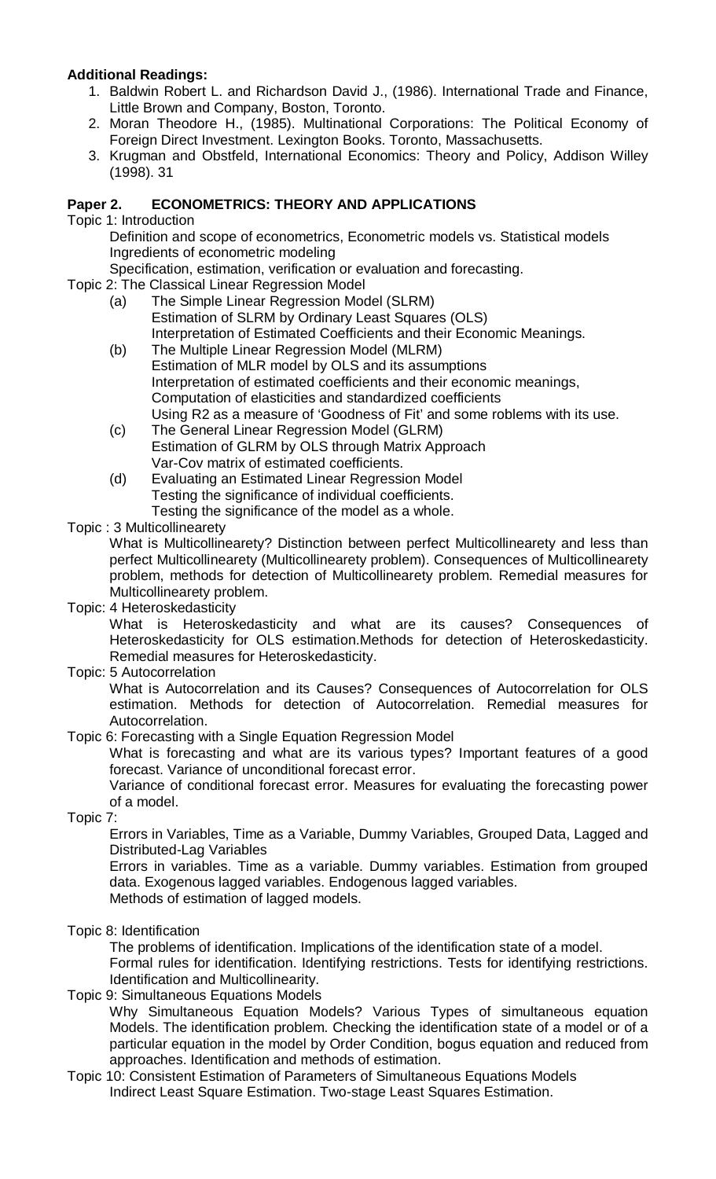**Additional Readings:**

1. Baldwin Robert L. and Richardson David J., (1986). International Trade and Finance, Little Brown and Company, Boston, Toronto.
2. Moran Theodore H., (1985). Multinational Corporations: The Political Economy of Foreign Direct Investment. Lexington Books. Toronto, Massachusetts.
3. Krugman and Obstfeld, International Economics: Theory and Policy, Addison Willey (1998). 31

## Paper 2. ECONOMETRICS: THEORY AND APPLICATIONS

Topic 1: Introduction

Definition and scope of econometrics, Econometric models vs. Statistical models
Ingredients of econometric modeling
Specification, estimation, verification or evaluation and forecasting.

Topic 2: The Classical Linear Regression Model

(a) The Simple Linear Regression Model (SLRM)
Estimation of SLRM by Ordinary Least Squares (OLS)
Interpretation of Estimated Coefficients and their Economic Meanings.

(b) The Multiple Linear Regression Model (MLRM)
Estimation of MLR model by OLS and its assumptions
Interpretation of estimated coefficients and their economic meanings,
Computation of elasticities and standardized coefficients
Using R2 as a measure of 'Goodness of Fit' and some roblems with its use.

(c) The General Linear Regression Model (GLRM)
Estimation of GLRM by OLS through Matrix Approach
Var-Cov matrix of estimated coefficients.

(d) Evaluating an Estimated Linear Regression Model
Testing the significance of individual coefficients.
Testing the significance of the model as a whole.

Topic : 3 Multicollinearety

What is Multicollinearety? Distinction between perfect Multicollinearety and less than perfect Multicollinearety (Multicollinearety problem). Consequences of Multicollinearety problem, methods for detection of Multicollinearety problem. Remedial measures for Multicollinearety problem.

Topic: 4 Heteroskedasticity

What is Heteroskedasticity and what are its causes? Consequences of Heteroskedasticity for OLS estimation.Methods for detection of Heteroskedasticity. Remedial measures for Heteroskedasticity.

Topic: 5 Autocorrelation

What is Autocorrelation and its Causes? Consequences of Autocorrelation for OLS estimation. Methods for detection of Autocorrelation. Remedial measures for Autocorrelation.

Topic 6: Forecasting with a Single Equation Regression Model

What is forecasting and what are its various types? Important features of a good forecast. Variance of unconditional forecast error.
Variance of conditional forecast error. Measures for evaluating the forecasting power of a model.

Topic 7:

Errors in Variables, Time as a Variable, Dummy Variables, Grouped Data, Lagged and Distributed-Lag Variables
Errors in variables. Time as a variable. Dummy variables. Estimation from grouped data. Exogenous lagged variables. Endogenous lagged variables.
Methods of estimation of lagged models.

Topic 8: Identification

The problems of identification. Implications of the identification state of a model.
Formal rules for identification. Identifying restrictions. Tests for identifying restrictions. Identification and Multicollinearity.

Topic 9: Simultaneous Equations Models

Why Simultaneous Equation Models? Various Types of simultaneous equation Models. The identification problem. Checking the identification state of a model or of a particular equation in the model by Order Condition, bogus equation and reduced from approaches. Identification and methods of estimation.

Topic 10: Consistent Estimation of Parameters of Simultaneous Equations Models

Indirect Least Square Estimation. Two-stage Least Squares Estimation.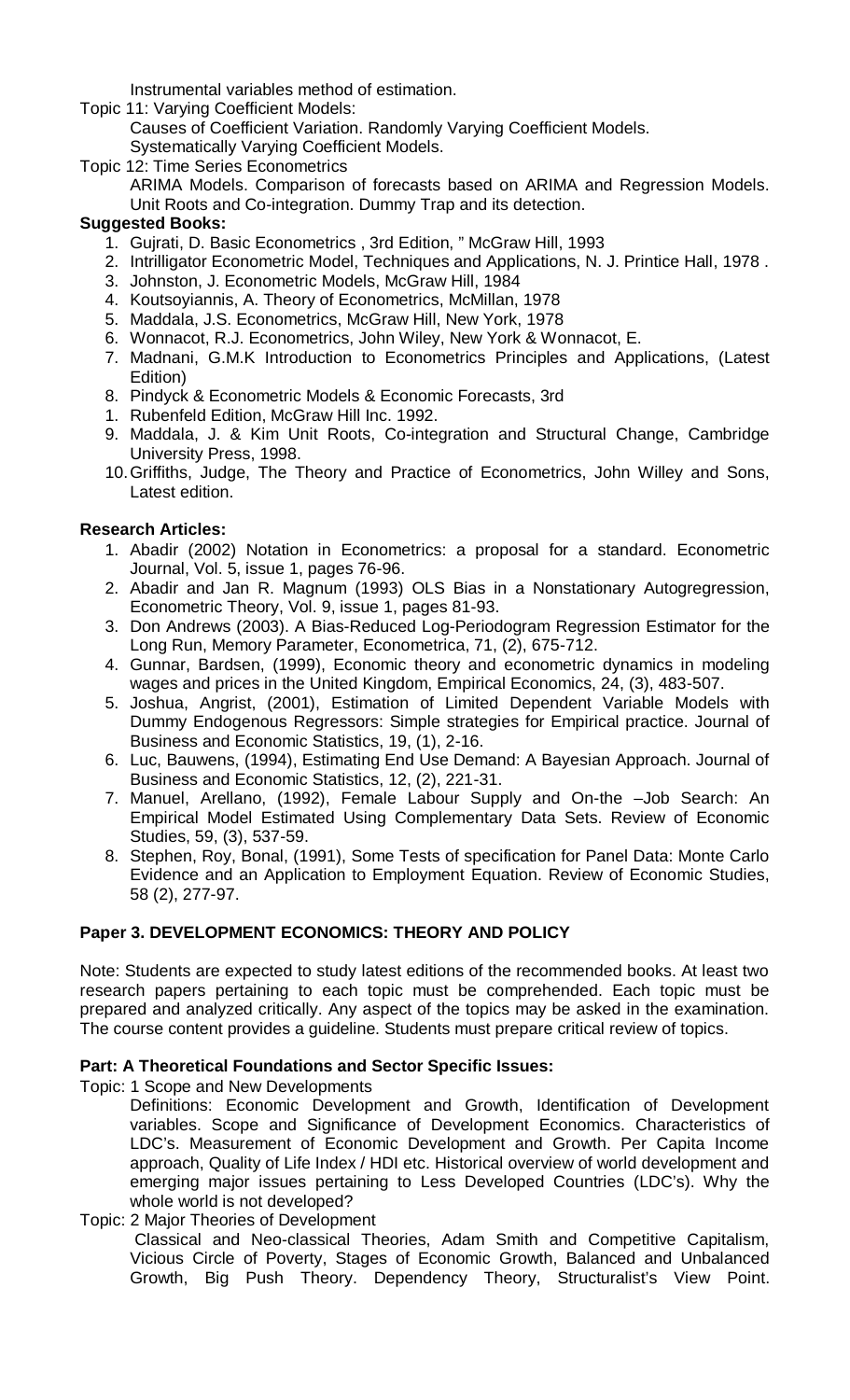Instrumental variables method of estimation.

Topic 11: Varying Coefficient Models:

Causes of Coefficient Variation. Randomly Varying Coefficient Models. Systematically Varying Coefficient Models.

Topic 12: Time Series Econometrics

ARIMA Models. Comparison of forecasts based on ARIMA and Regression Models. Unit Roots and Co-integration. Dummy Trap and its detection.

**Suggested Books:**

1. Gujrati, D. Basic Econometrics , 3rd Edition, " McGraw Hill, 1993
2. Intrilligator Econometric Model, Techniques and Applications, N. J. Printice Hall, 1978 .
3. Johnston, J. Econometric Models, McGraw Hill, 1984
4. Koutsoyiannis, A. Theory of Econometrics, McMillan, 1978
5. Maddala, J.S. Econometrics, McGraw Hill, New York, 1978
6. Wonnacot, R.J. Econometrics, John Wiley, New York & Wonnacot, E.
7. Madnani, G.M.K Introduction to Econometrics Principles and Applications, (Latest Edition)
8. Pindyck & Econometric Models & Economic Forecasts, 3rd
1. Rubenfeld Edition, McGraw Hill Inc. 1992.
9. Maddala, J. & Kim Unit Roots, Co-integration and Structural Change, Cambridge University Press, 1998.
10. Griffiths, Judge, The Theory and Practice of Econometrics, John Willey and Sons, Latest edition.

**Research Articles:**

1. Abadir (2002) Notation in Econometrics: a proposal for a standard. Econometric Journal, Vol. 5, issue 1, pages 76-96.
2. Abadir and Jan R. Magnum (1993) OLS Bias in a Nonstationary Autogregression, Econometric Theory, Vol. 9, issue 1, pages 81-93.
3. Don Andrews (2003). A Bias-Reduced Log-Periodogram Regression Estimator for the Long Run, Memory Parameter, Econometrica, 71, (2), 675-712.
4. Gunnar, Bardsen, (1999), Economic theory and econometric dynamics in modeling wages and prices in the United Kingdom, Empirical Economics, 24, (3), 483-507.
5. Joshua, Angrist, (2001), Estimation of Limited Dependent Variable Models with Dummy Endogenous Regressors: Simple strategies for Empirical practice. Journal of Business and Economic Statistics, 19, (1), 2-16.
6. Luc, Bauwens, (1994), Estimating End Use Demand: A Bayesian Approach. Journal of Business and Economic Statistics, 12, (2), 221-31.
7. Manuel, Arellano, (1992), Female Labour Supply and On-the –Job Search: An Empirical Model Estimated Using Complementary Data Sets. Review of Economic Studies, 59, (3), 537-59.
8. Stephen, Roy, Bonal, (1991), Some Tests of specification for Panel Data: Monte Carlo Evidence and an Application to Employment Equation. Review of Economic Studies, 58 (2), 277-97.

## Paper 3. DEVELOPMENT ECONOMICS: THEORY AND POLICY

Note: Students are expected to study latest editions of the recommended books. At least two research papers pertaining to each topic must be comprehended. Each topic must be prepared and analyzed critically. Any aspect of the topics may be asked in the examination. The course content provides a guideline. Students must prepare critical review of topics.

**Part: A Theoretical Foundations and Sector Specific Issues:**

Topic: 1 Scope and New Developments

Definitions: Economic Development and Growth, Identification of Development variables. Scope and Significance of Development Economics. Characteristics of LDC's. Measurement of Economic Development and Growth. Per Capita Income approach, Quality of Life Index / HDI etc. Historical overview of world development and emerging major issues pertaining to Less Developed Countries (LDC's). Why the whole world is not developed?

Topic: 2 Major Theories of Development

Classical and Neo-classical Theories, Adam Smith and Competitive Capitalism, Vicious Circle of Poverty, Stages of Economic Growth, Balanced and Unbalanced Growth, Big Push Theory. Dependency Theory, Structuralist's View Point.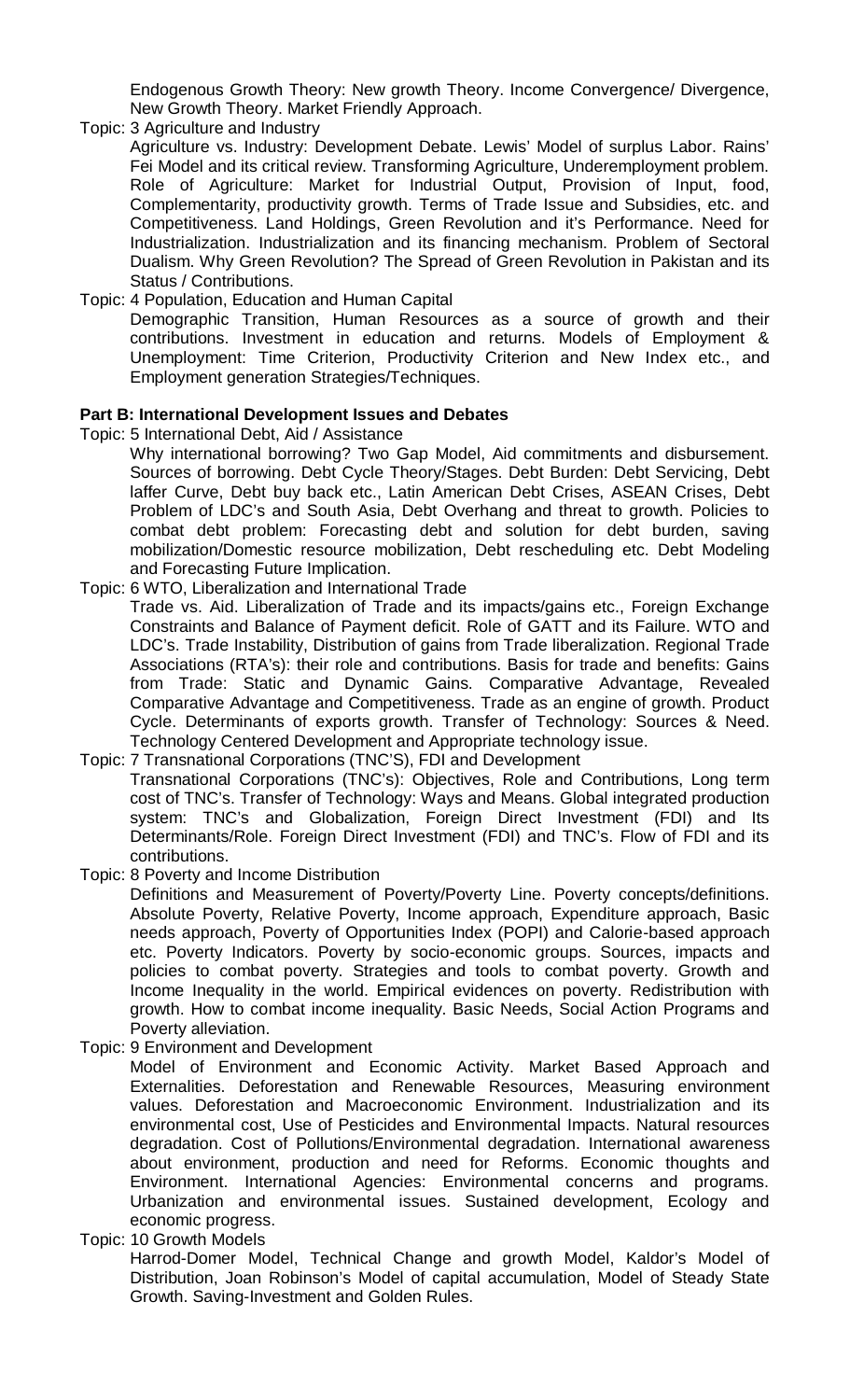Endogenous Growth Theory: New growth Theory. Income Convergence/ Divergence, New Growth Theory. Market Friendly Approach.

Topic: 3 Agriculture and Industry

Agriculture vs. Industry: Development Debate. Lewis' Model of surplus Labor. Rains' Fei Model and its critical review. Transforming Agriculture, Underemployment problem. Role of Agriculture: Market for Industrial Output, Provision of Input, food, Complementarity, productivity growth. Terms of Trade Issue and Subsidies, etc. and Competitiveness. Land Holdings, Green Revolution and it's Performance. Need for Industrialization. Industrialization and its financing mechanism. Problem of Sectoral Dualism. Why Green Revolution? The Spread of Green Revolution in Pakistan and its Status / Contributions.

Topic: 4 Population, Education and Human Capital

Demographic Transition, Human Resources as a source of growth and their contributions. Investment in education and returns. Models of Employment & Unemployment: Time Criterion, Productivity Criterion and New Index etc., and Employment generation Strategies/Techniques.

**Part B: International Development Issues and Debates**

Topic: 5 International Debt, Aid / Assistance

Why international borrowing? Two Gap Model, Aid commitments and disbursement. Sources of borrowing. Debt Cycle Theory/Stages. Debt Burden: Debt Servicing, Debt laffer Curve, Debt buy back etc., Latin American Debt Crises, ASEAN Crises, Debt Problem of LDC's and South Asia, Debt Overhang and threat to growth. Policies to combat debt problem: Forecasting debt and solution for debt burden, saving mobilization/Domestic resource mobilization, Debt rescheduling etc. Debt Modeling and Forecasting Future Implication.

Topic: 6 WTO, Liberalization and International Trade

Trade vs. Aid. Liberalization of Trade and its impacts/gains etc., Foreign Exchange Constraints and Balance of Payment deficit. Role of GATT and its Failure. WTO and LDC's. Trade Instability, Distribution of gains from Trade liberalization. Regional Trade Associations (RTA's): their role and contributions. Basis for trade and benefits: Gains from Trade: Static and Dynamic Gains. Comparative Advantage, Revealed Comparative Advantage and Competitiveness. Trade as an engine of growth. Product Cycle. Determinants of exports growth. Transfer of Technology: Sources & Need. Technology Centered Development and Appropriate technology issue.

Topic: 7 Transnational Corporations (TNC'S), FDI and Development

Transnational Corporations (TNC's): Objectives, Role and Contributions, Long term cost of TNC's. Transfer of Technology: Ways and Means. Global integrated production system: TNC's and Globalization, Foreign Direct Investment (FDI) and Its Determinants/Role. Foreign Direct Investment (FDI) and TNC's. Flow of FDI and its contributions.

Topic: 8 Poverty and Income Distribution

Definitions and Measurement of Poverty/Poverty Line. Poverty concepts/definitions. Absolute Poverty, Relative Poverty, Income approach, Expenditure approach, Basic needs approach, Poverty of Opportunities Index (POPI) and Calorie-based approach etc. Poverty Indicators. Poverty by socio-economic groups. Sources, impacts and policies to combat poverty. Strategies and tools to combat poverty. Growth and Income Inequality in the world. Empirical evidences on poverty. Redistribution with growth. How to combat income inequality. Basic Needs, Social Action Programs and Poverty alleviation.

Topic: 9 Environment and Development

Model of Environment and Economic Activity. Market Based Approach and Externalities. Deforestation and Renewable Resources, Measuring environment values. Deforestation and Macroeconomic Environment. Industrialization and its environmental cost, Use of Pesticides and Environmental Impacts. Natural resources degradation. Cost of Pollutions/Environmental degradation. International awareness about environment, production and need for Reforms. Economic thoughts and Environment. International Agencies: Environmental concerns and programs. Urbanization and environmental issues. Sustained development, Ecology and economic progress.

Topic: 10 Growth Models

Harrod-Domer Model, Technical Change and growth Model, Kaldor's Model of Distribution, Joan Robinson's Model of capital accumulation, Model of Steady State Growth. Saving-Investment and Golden Rules.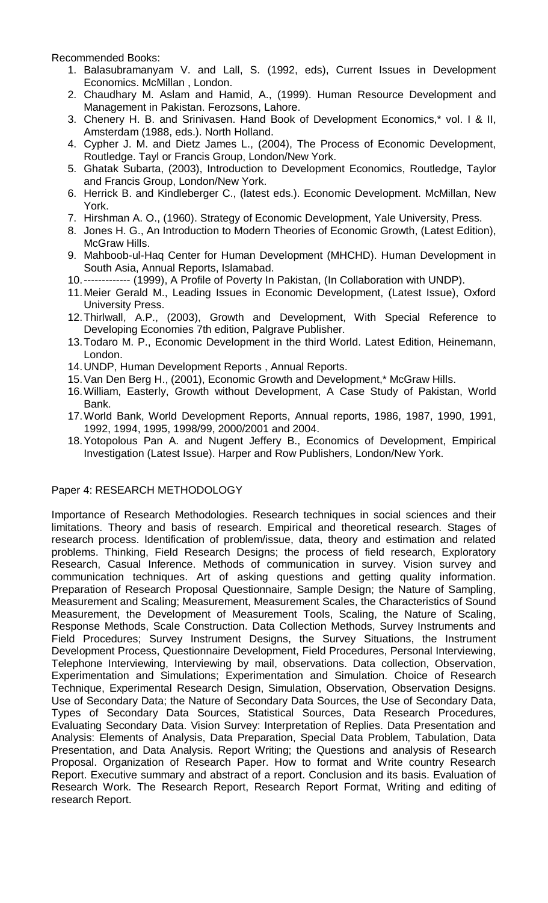Recommended Books:

1. Balasubramanyam V. and Lall, S. (1992, eds), Current Issues in Development Economics. McMillan , London.
2. Chaudhary M. Aslam and Hamid, A., (1999). Human Resource Development and Management in Pakistan. Ferozsons, Lahore.
3. Chenery H. B. and Srinivasen. Hand Book of Development Economics,* vol. I & II, Amsterdam (1988, eds.). North Holland.
4. Cypher J. M. and Dietz James L., (2004), The Process of Economic Development, Routledge. Tayl or Francis Group, London/New York.
5. Ghatak Subarta, (2003), Introduction to Development Economics, Routledge, Taylor and Francis Group, London/New York.
6. Herrick B. and Kindleberger C., (latest eds.). Economic Development. McMillan, New York.
7. Hirshman A. O., (1960). Strategy of Economic Development, Yale University, Press.
8. Jones H. G., An Introduction to Modern Theories of Economic Growth, (Latest Edition), McGraw Hills.
9. Mahboob-ul-Haq Center for Human Development (MHCHD). Human Development in South Asia, Annual Reports, Islamabad.
10. ------------- (1999), A Profile of Poverty In Pakistan, (In Collaboration with UNDP).
11. Meier Gerald M., Leading Issues in Economic Development, (Latest Issue), Oxford University Press.
12. Thirlwall, A.P., (2003), Growth and Development, With Special Reference to Developing Economies 7th edition, Palgrave Publisher.
13. Todaro M. P., Economic Development in the third World. Latest Edition, Heinemann, London.
14. UNDP, Human Development Reports , Annual Reports.
15. Van Den Berg H., (2001), Economic Growth and Development,* McGraw Hills.
16. William, Easterly, Growth without Development, A Case Study of Pakistan, World Bank.
17. World Bank, World Development Reports, Annual reports, 1986, 1987, 1990, 1991, 1992, 1994, 1995, 1998/99, 2000/2001 and 2004.
18. Yotopolous Pan A. and Nugent Jeffery B., Economics of Development, Empirical Investigation (Latest Issue). Harper and Row Publishers, London/New York.

## Paper 4: RESEARCH METHODOLOGY

Importance of Research Methodologies. Research techniques in social sciences and their limitations. Theory and basis of research. Empirical and theoretical research. Stages of research process. Identification of problem/issue, data, theory and estimation and related problems. Thinking, Field Research Designs; the process of field research, Exploratory Research, Casual Inference. Methods of communication in survey. Vision survey and communication techniques. Art of asking questions and getting quality information. Preparation of Research Proposal Questionnaire, Sample Design; the Nature of Sampling, Measurement and Scaling; Measurement, Measurement Scales, the Characteristics of Sound Measurement, the Development of Measurement Tools, Scaling, the Nature of Scaling, Response Methods, Scale Construction. Data Collection Methods, Survey Instruments and Field Procedures; Survey Instrument Designs, the Survey Situations, the Instrument Development Process, Questionnaire Development, Field Procedures, Personal Interviewing, Telephone Interviewing, Interviewing by mail, observations. Data collection, Observation, Experimentation and Simulations; Experimentation and Simulation. Choice of Research Technique, Experimental Research Design, Simulation, Observation, Observation Designs. Use of Secondary Data; the Nature of Secondary Data Sources, the Use of Secondary Data, Types of Secondary Data Sources, Statistical Sources, Data Research Procedures, Evaluating Secondary Data. Vision Survey: Interpretation of Replies. Data Presentation and Analysis: Elements of Analysis, Data Preparation, Special Data Problem, Tabulation, Data Presentation, and Data Analysis. Report Writing; the Questions and analysis of Research Proposal. Organization of Research Paper. How to format and Write country Research Report. Executive summary and abstract of a report. Conclusion and its basis. Evaluation of Research Work. The Research Report, Research Report Format, Writing and editing of research Report.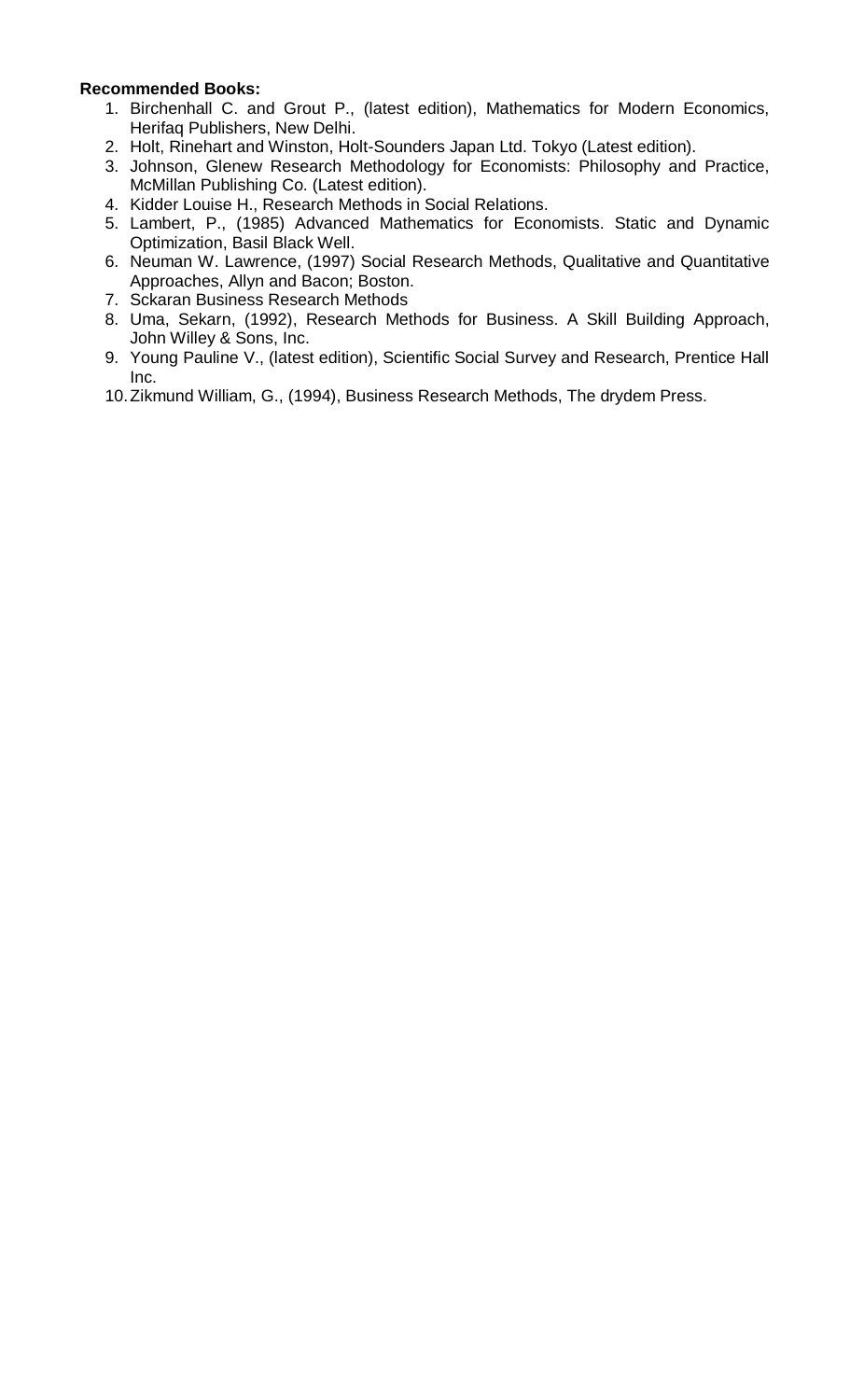**Recommended Books:**

1. Birchenhall C. and Grout P., (latest edition), Mathematics for Modern Economics, Herifaq Publishers, New Delhi.
2. Holt, Rinehart and Winston, Holt-Sounders Japan Ltd. Tokyo (Latest edition).
3. Johnson, Glenew Research Methodology for Economists: Philosophy and Practice, McMillan Publishing Co. (Latest edition).
4. Kidder Louise H., Research Methods in Social Relations.
5. Lambert, P., (1985) Advanced Mathematics for Economists. Static and Dynamic Optimization, Basil Black Well.
6. Neuman W. Lawrence, (1997) Social Research Methods, Qualitative and Quantitative Approaches, Allyn and Bacon; Boston.
7. Sckaran Business Research Methods
8. Uma, Sekarn, (1992), Research Methods for Business. A Skill Building Approach, John Willey & Sons, Inc.
9. Young Pauline V., (latest edition), Scientific Social Survey and Research, Prentice Hall Inc.
10. Zikmund William, G., (1994), Business Research Methods, The drydem Press.